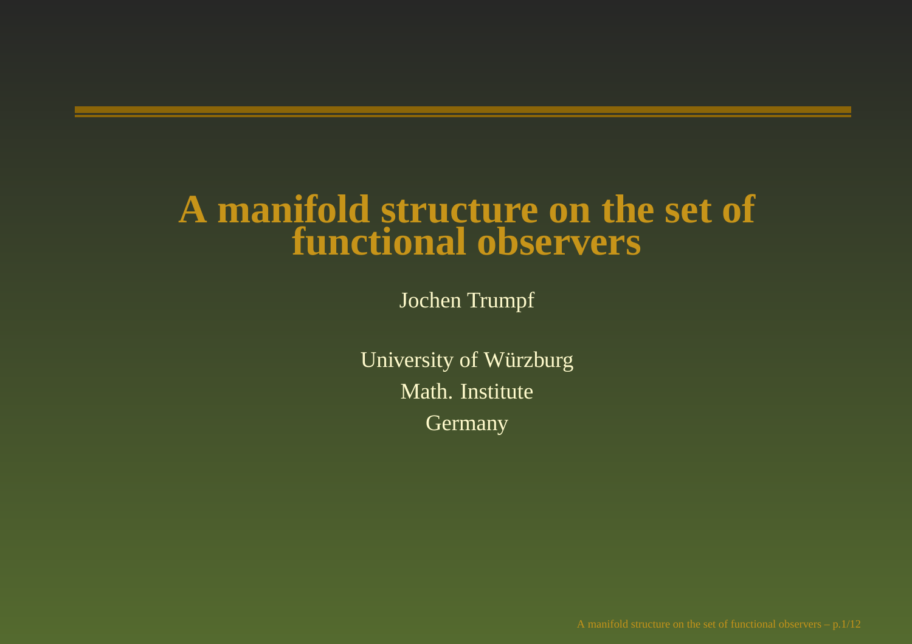# A manifold structure on the set of functional observers

Jochen Trumpf

University of Würzburg

Math. Institute

Germany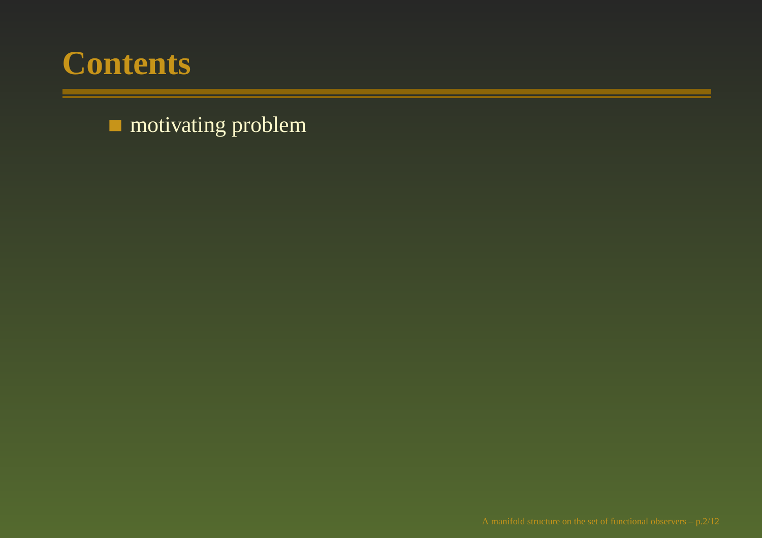# Contents

- motivating problem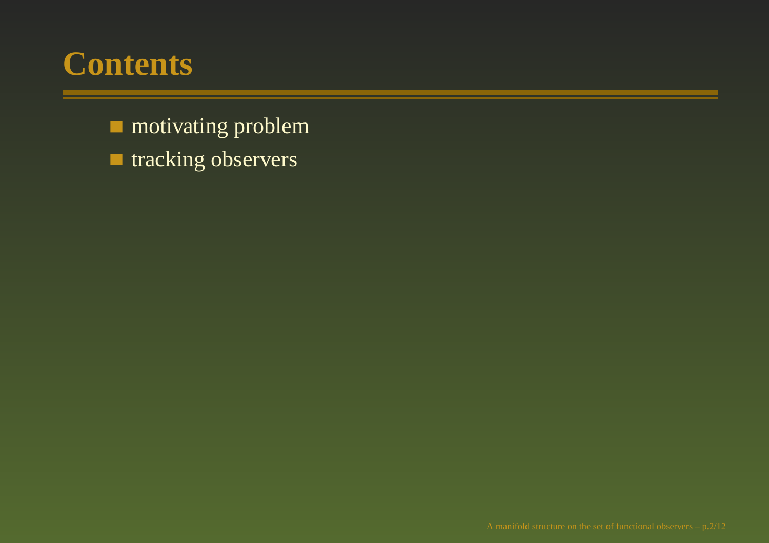# Contents

- motivating problem
- tracking observers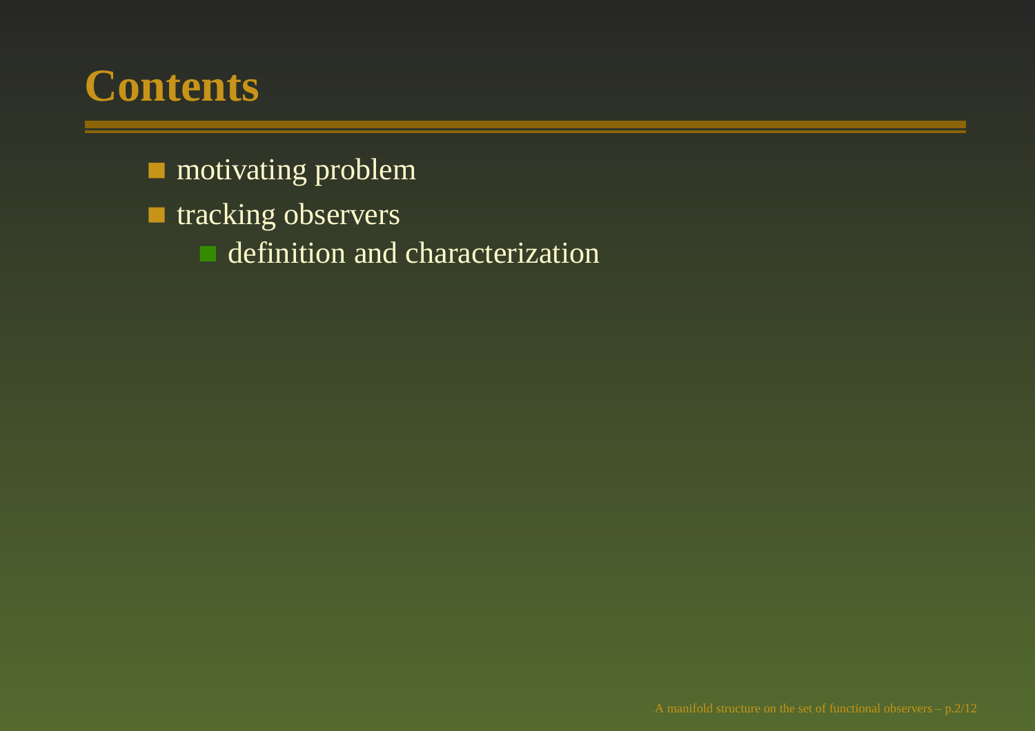# Contents

- motivating problem
- tracking observers
  - definition and characterization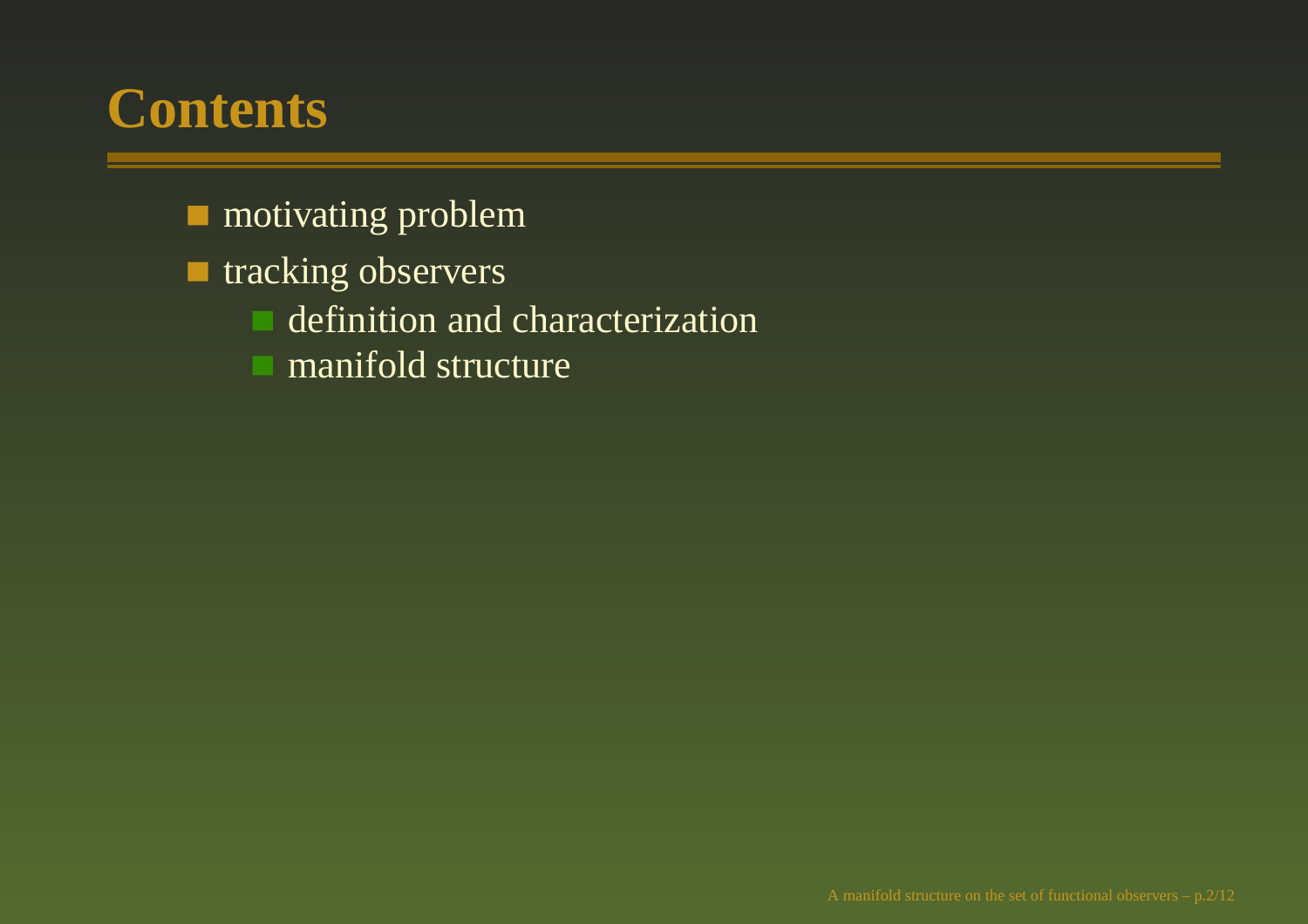# Contents

- motivating problem
- tracking observers
  - definition and characterization
  - manifold structure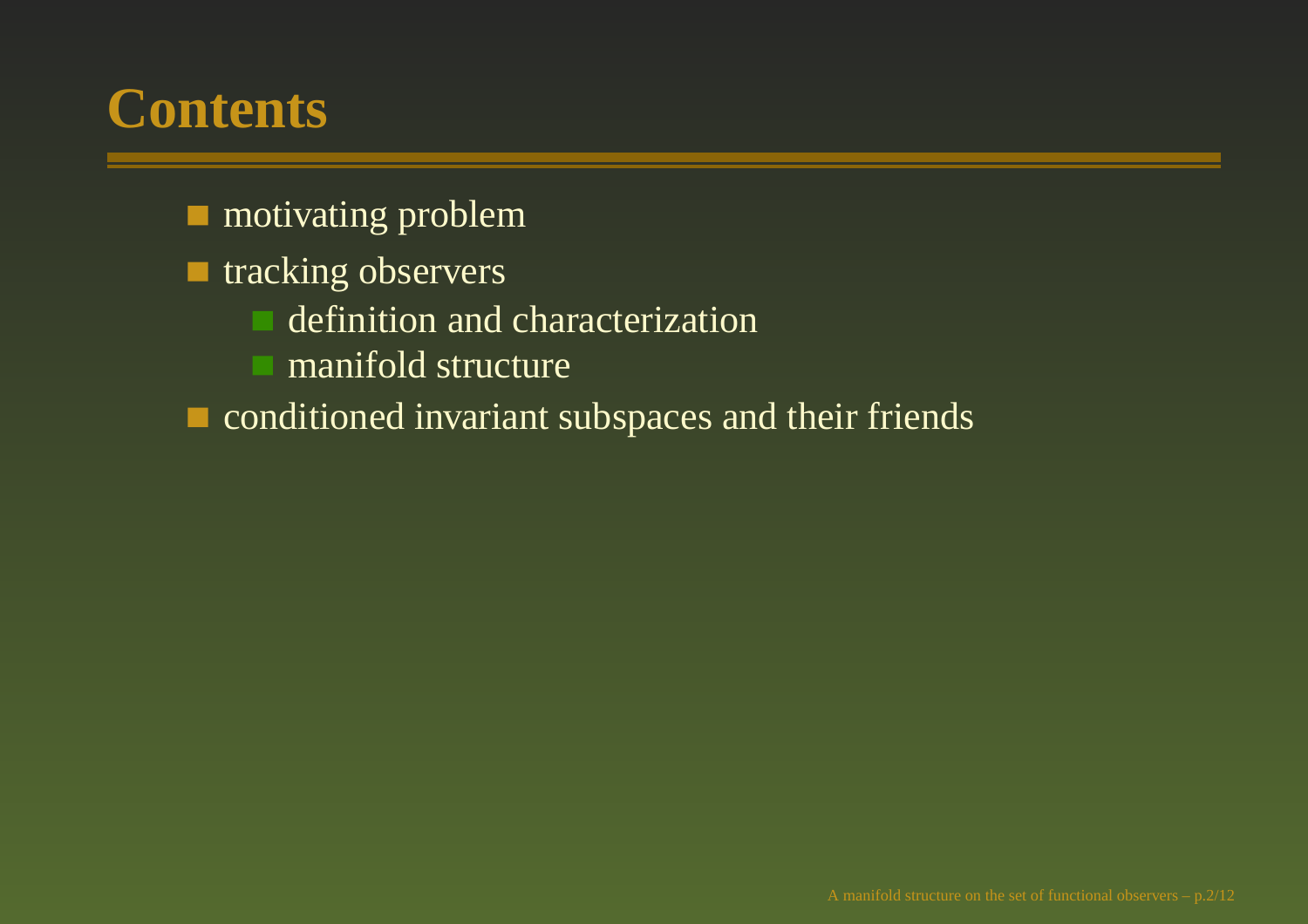# Contents

- motivating problem
- tracking observers
  - definition and characterization
  - manifold structure
- conditioned invariant subspaces and their friends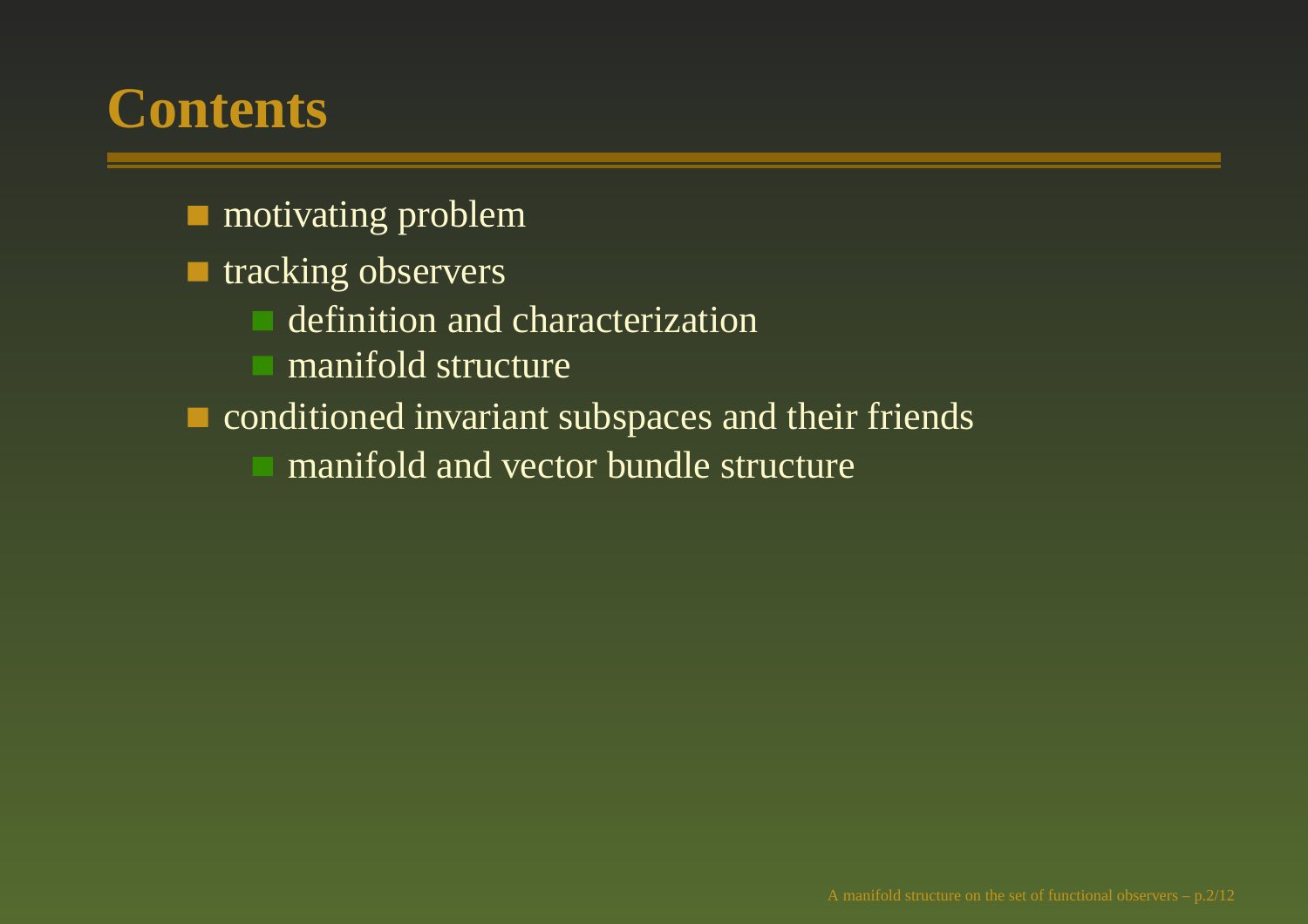# Contents

- motivating problem
- tracking observers
  - definition and characterization
  - manifold structure
- conditioned invariant subspaces and their friends
  - manifold and vector bundle structure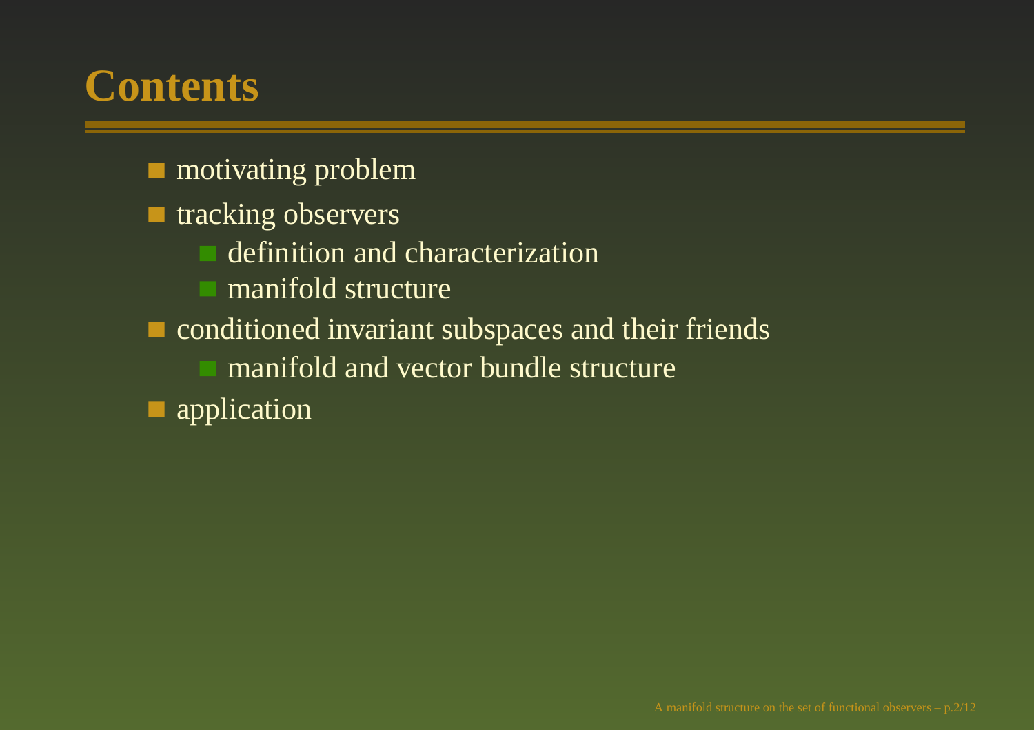# Contents

- motivating problem
- tracking observers
  - definition and characterization
  - manifold structure
- conditioned invariant subspaces and their friends
  - manifold and vector bundle structure
- application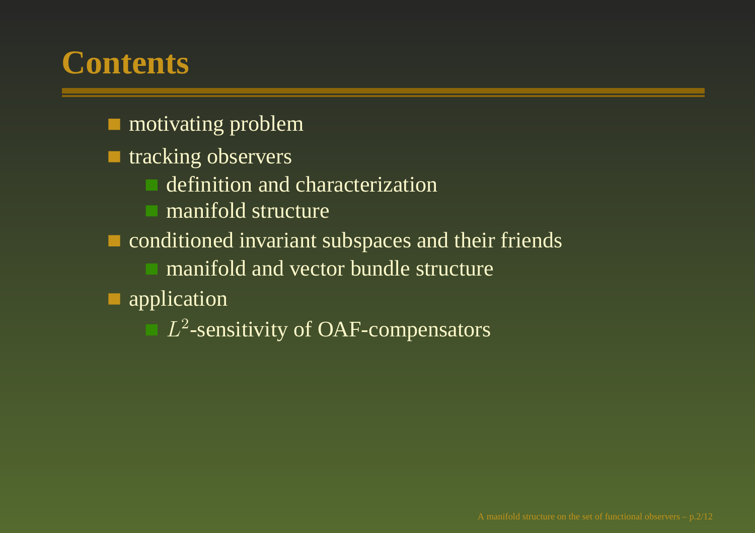# Contents

- motivating problem
- tracking observers
    - definition and characterization
    - manifold structure
- conditioned invariant subspaces and their friends
    - manifold and vector bundle structure
- application
    - $L^2$-sensitivity of OAF-compensators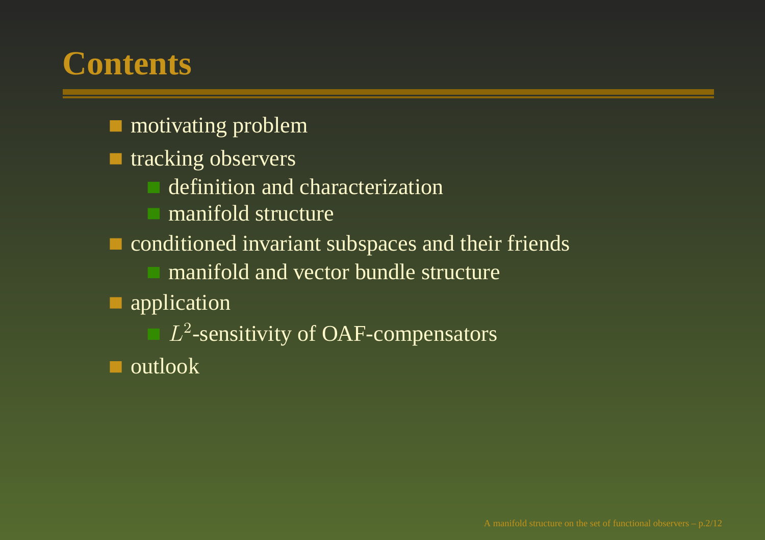# Contents

- motivating problem
- tracking observers
  - definition and characterization
  - manifold structure
- conditioned invariant subspaces and their friends
  - manifold and vector bundle structure
- application
  - $L^2$-sensitivity of OAF-compensators
- outlook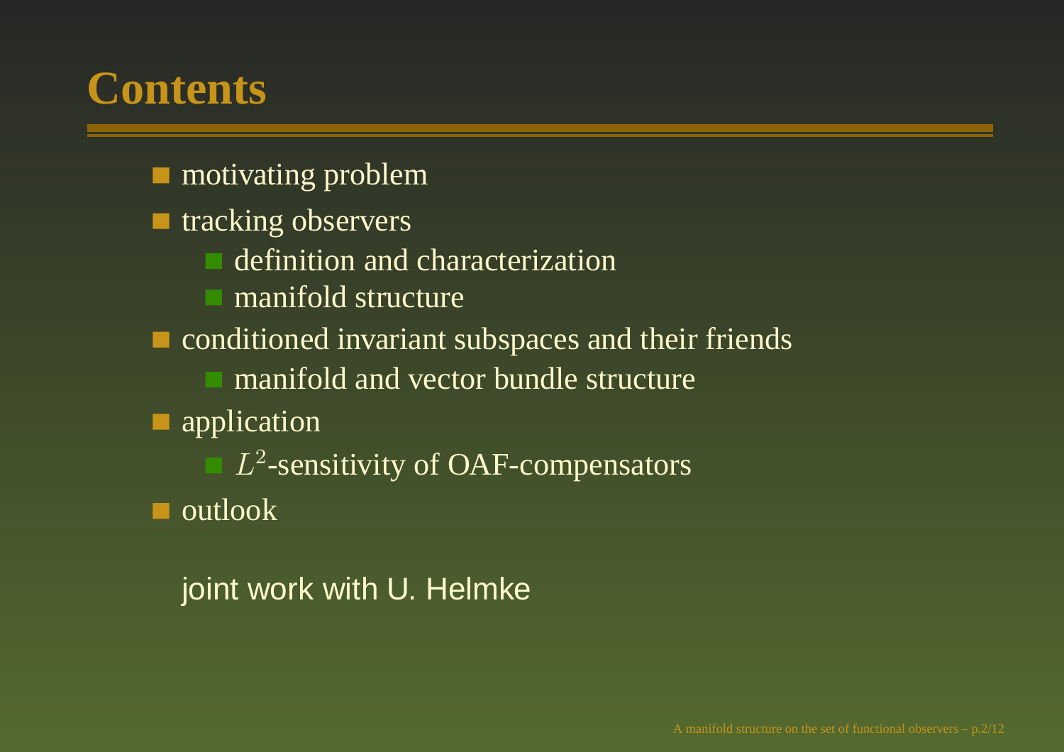# Contents

- motivating problem
- tracking observers
  - definition and characterization
  - manifold structure
- conditioned invariant subspaces and their friends
  - manifold and vector bundle structure
- application
  - $L^2$-sensitivity of OAF-compensators
- outlook

joint work with U. Helmke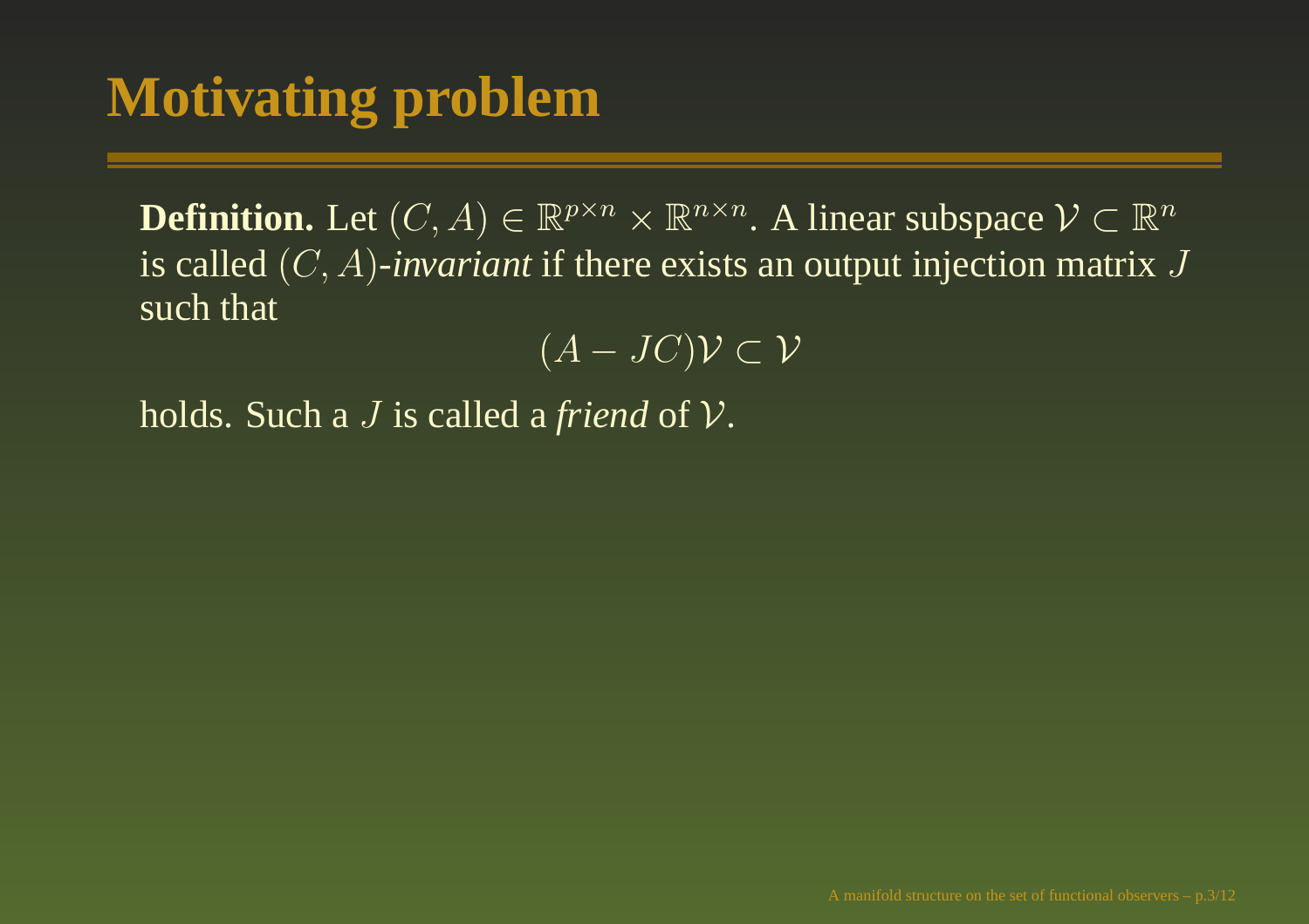# Motivating problem

**Definition.** Let $(C, A) \in \mathbb{R}^{p \times n} \times \mathbb{R}^{n \times n}$. A linear subspace $\mathcal{V} \subset \mathbb{R}^n$ is called $(C, A)$-*invariant* if there exists an output injection matrix $J$ such that

$$(A - JC)\mathcal{V} \subset \mathcal{V}$$

holds. Such a $J$ is called a *friend* of $\mathcal{V}$.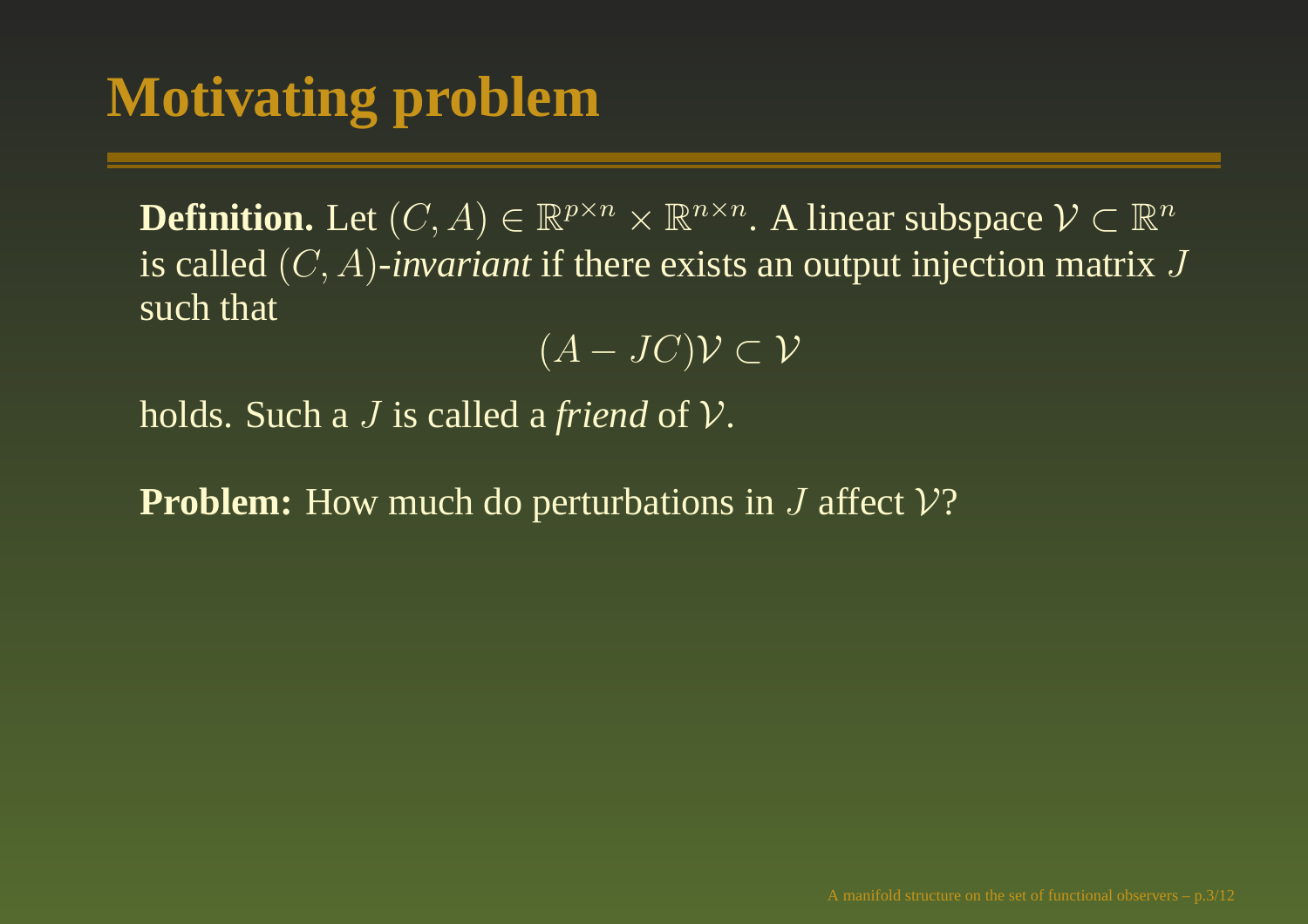# Motivating problem

**Definition.** Let $(C, A) \in \mathbb{R}^{p \times n} \times \mathbb{R}^{n \times n}$. A linear subspace $\mathcal{V} \subset \mathbb{R}^n$ is called $(C, A)$-*invariant* if there exists an output injection matrix $J$ such that

$$(A - JC)\mathcal{V} \subset \mathcal{V}$$

holds. Such a $J$ is called a *friend* of $\mathcal{V}$.

**Problem:** How much do perturbations in $J$ affect $\mathcal{V}$?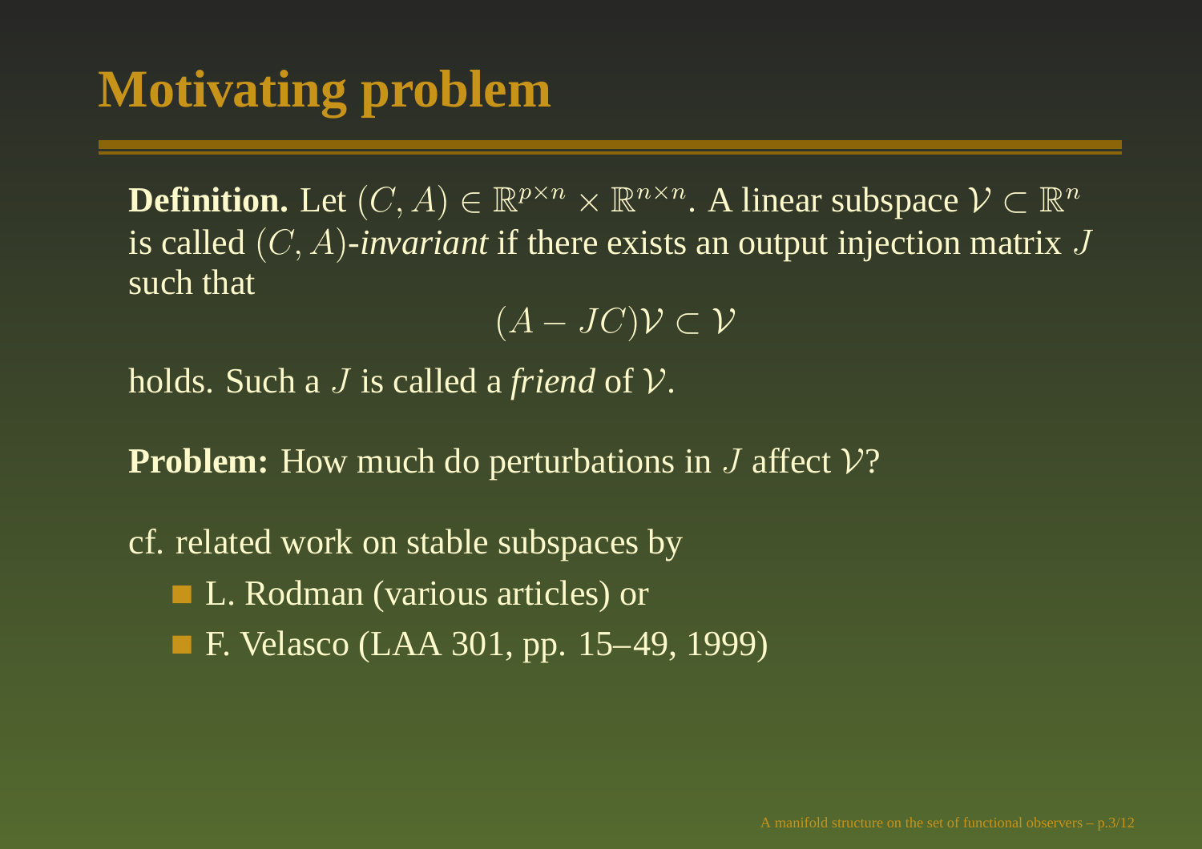# Motivating problem

**Definition.** Let $(C, A) \in \mathbb{R}^{p \times n} \times \mathbb{R}^{n \times n}$. A linear subspace $\mathcal{V} \subset \mathbb{R}^n$ is called $(C, A)$-*invariant* if there exists an output injection matrix $J$ such that

$$(A - JC)\mathcal{V} \subset \mathcal{V}$$

holds. Such a $J$ is called a *friend* of $\mathcal{V}$.

**Problem:** How much do perturbations in $J$ affect $\mathcal{V}$?

cf. related work on stable subspaces by

- L. Rodman (various articles) or
- F. Velasco (LAA 301, pp. 15–49, 1999)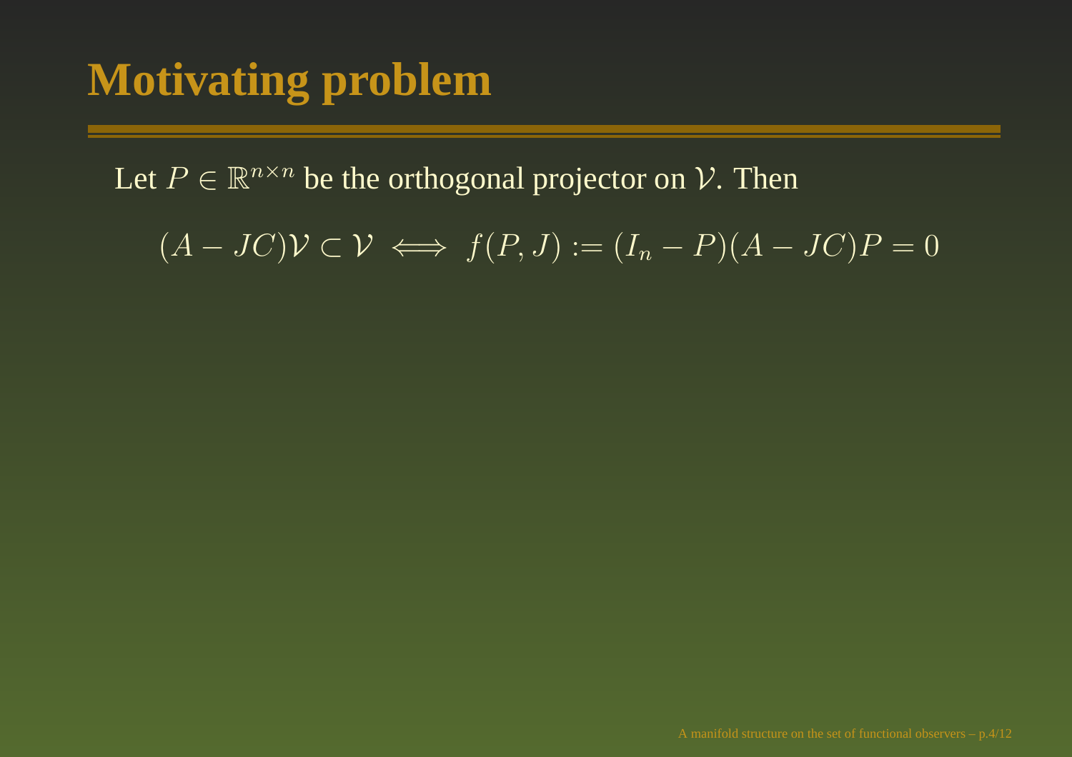# Motivating problem

Let $P \in \mathbb{R}^{n \times n}$ be the orthogonal projector on $\mathcal{V}$. Then

$$(A - JC)\mathcal{V} \subset \mathcal{V} \iff f(P, J) := (I_n - P)(A - JC)P = 0$$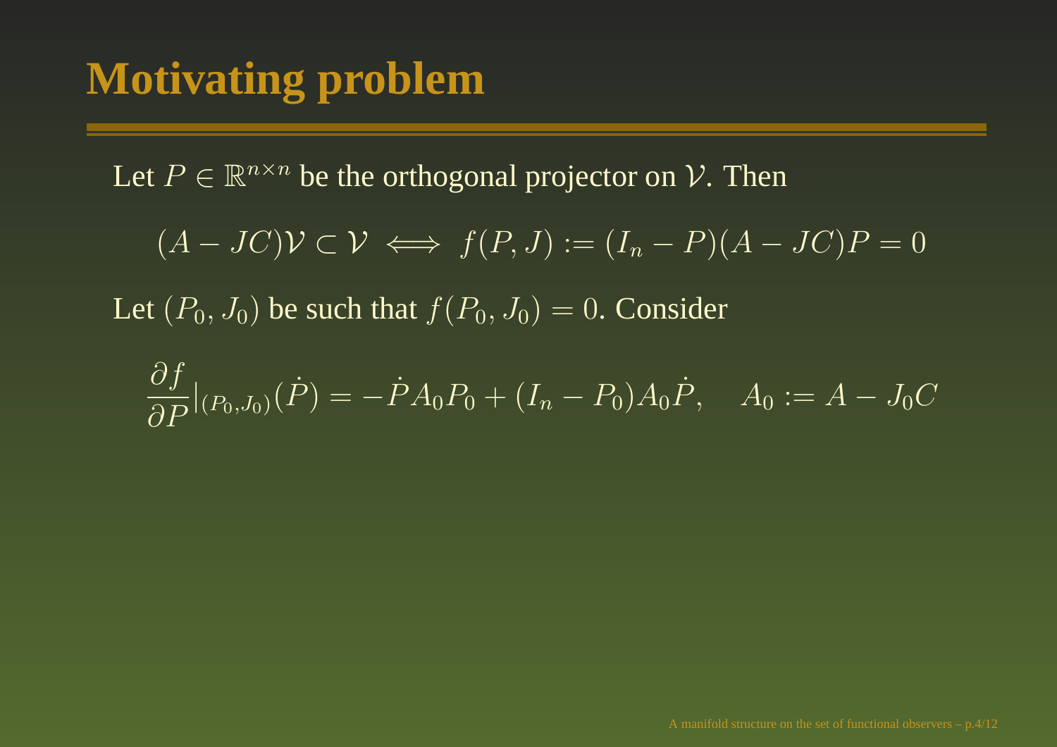# Motivating problem

Let $P \in \mathbb{R}^{n\times n}$ be the orthogonal projector on $\mathcal{V}$. Then

$$(A - JC)\mathcal{V} \subset \mathcal{V} \iff f(P,J) := (I_n - P)(A - JC)P = 0$$

Let $(P_0, J_0)$ be such that $f(P_0, J_0) = 0$. Consider

$$\frac{\partial f}{\partial P}|_{(P_0,J_0)}(\dot{P}) = -\dot{P}A_0P_0 + (I_n - P_0)A_0\dot{P}, \quad A_0 := A - J_0C$$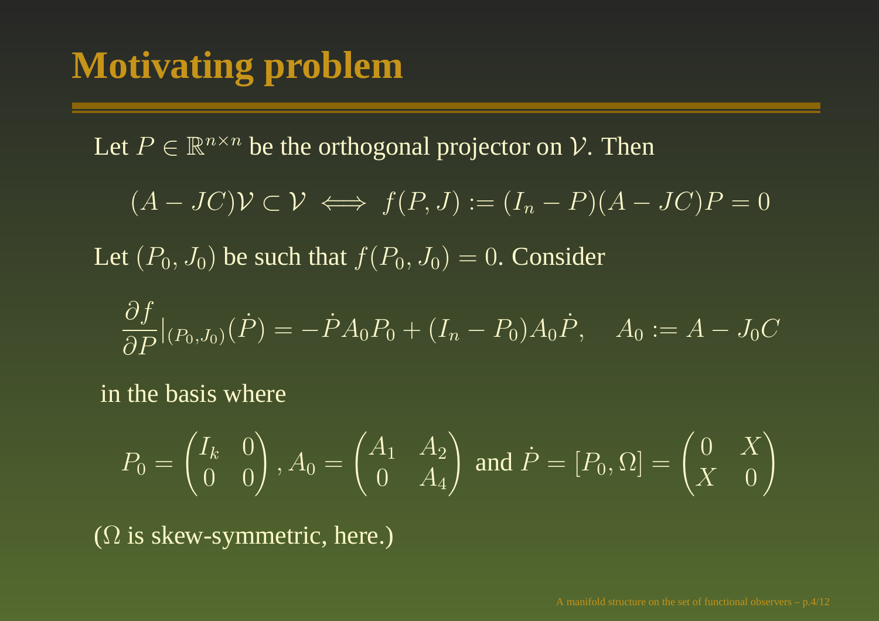# Motivating problem

Let $P \in \mathbb{R}^{n\times n}$ be the orthogonal projector on $\mathcal{V}$. Then

$$(A - JC)\mathcal{V} \subset \mathcal{V} \iff f(P,J) := (I_n - P)(A - JC)P = 0$$

Let $(P_0, J_0)$ be such that $f(P_0, J_0) = 0$. Consider

$$\frac{\partial f}{\partial P}|_{(P_0,J_0)}(\dot{P}) = -\dot{P}A_0P_0 + (I_n - P_0)A_0\dot{P}, \quad A_0 := A - J_0C$$

in the basis where

$$P_0 = \begin{pmatrix} I_k & 0 \\ 0 & 0 \end{pmatrix}, A_0 = \begin{pmatrix} A_1 & A_2 \\ 0 & A_4 \end{pmatrix} \text{ and } \dot{P} = [P_0, \Omega] = \begin{pmatrix} 0 & X \\ X & 0 \end{pmatrix}$$

($\Omega$ is skew-symmetric, here.)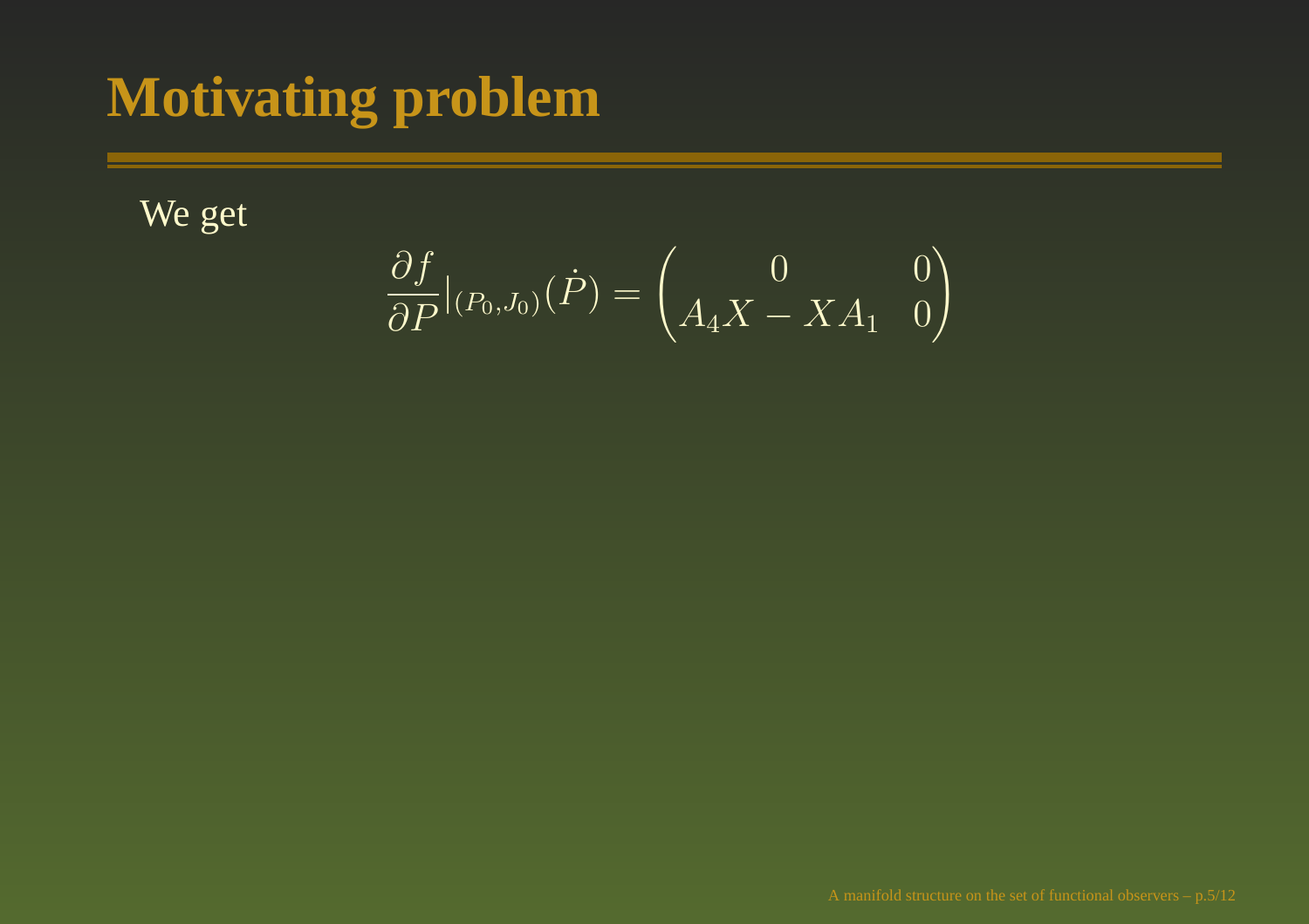# Motivating problem

We get

$$\frac{\partial f}{\partial P}|_{(P_0,J_0)}(\dot{P}) = \begin{pmatrix} 0 & 0 \\ A_4 X - X A_1 & 0 \end{pmatrix}$$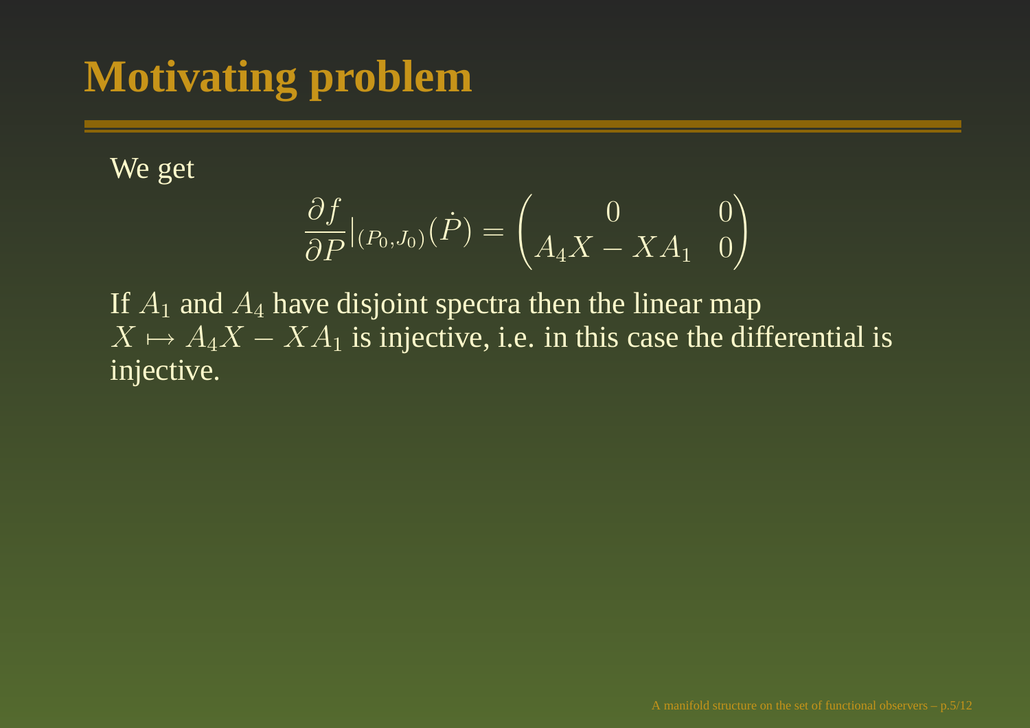# Motivating problem

We get

$$\frac{\partial f}{\partial P}|_{(P_0,J_0)}(\dot{P}) = \begin{pmatrix} 0 & 0 \\ A_4 X - X A_1 & 0 \end{pmatrix}$$

If $A_1$ and $A_4$ have disjoint spectra then the linear map $X \mapsto A_4 X - X A_1$ is injective, i.e. in this case the differential is injective.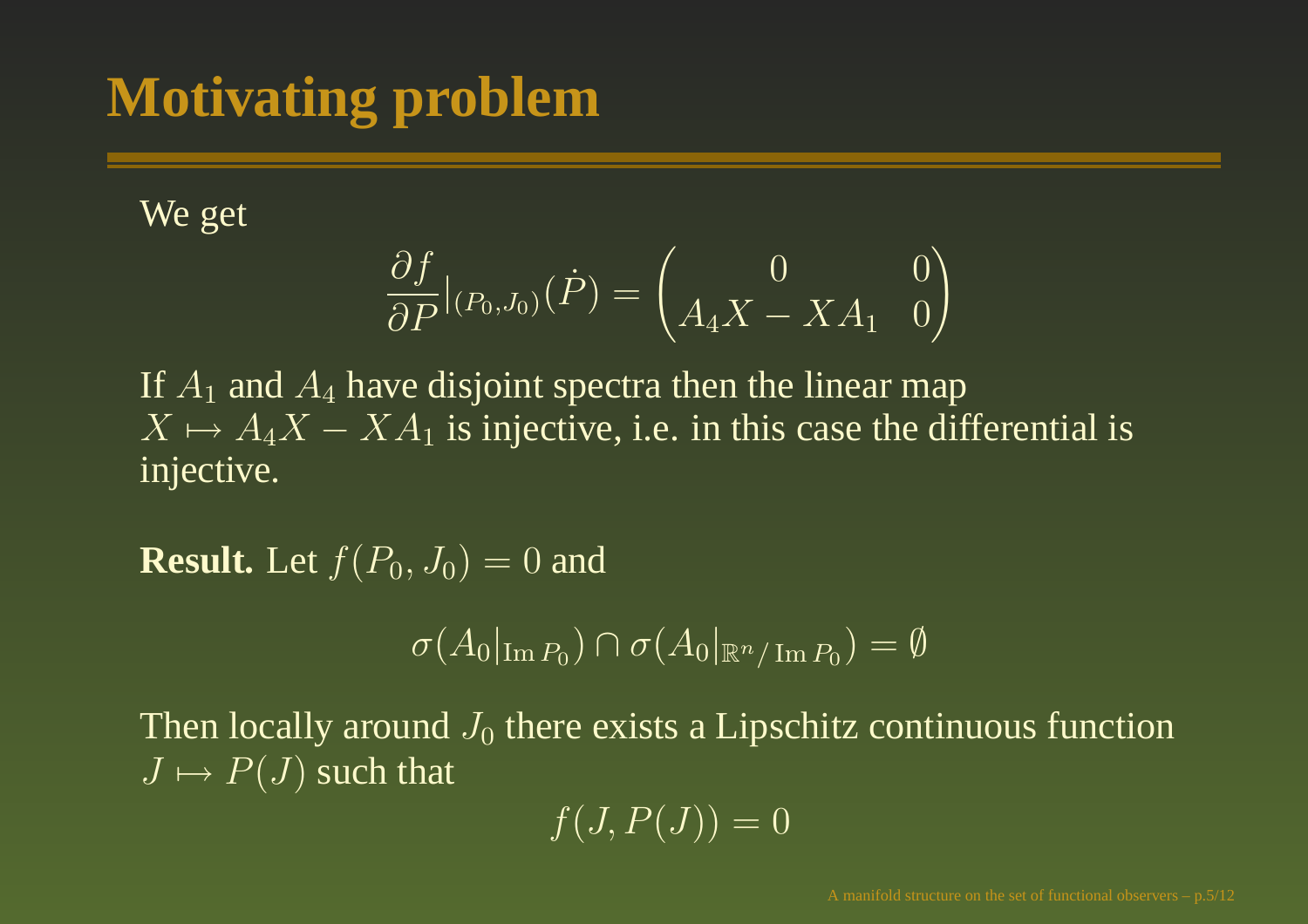# Motivating problem

We get

$$\frac{\partial f}{\partial P}|_{(P_0,J_0)}(\dot{P}) = \begin{pmatrix} 0 & 0 \\ A_4X - XA_1 & 0 \end{pmatrix}$$

If $A_1$ and $A_4$ have disjoint spectra then the linear map $X \mapsto A_4X - XA_1$ is injective, i.e. in this case the differential is injective.

**Result.** Let $f(P_0, J_0) = 0$ and

$$\sigma(A_0|_{\operatorname{Im} P_0}) \cap \sigma(A_0|_{\mathbb{R}^n/\operatorname{Im} P_0}) = \emptyset$$

Then locally around $J_0$ there exists a Lipschitz continuous function $J \mapsto P(J)$ such that

$$f(J, P(J)) = 0$$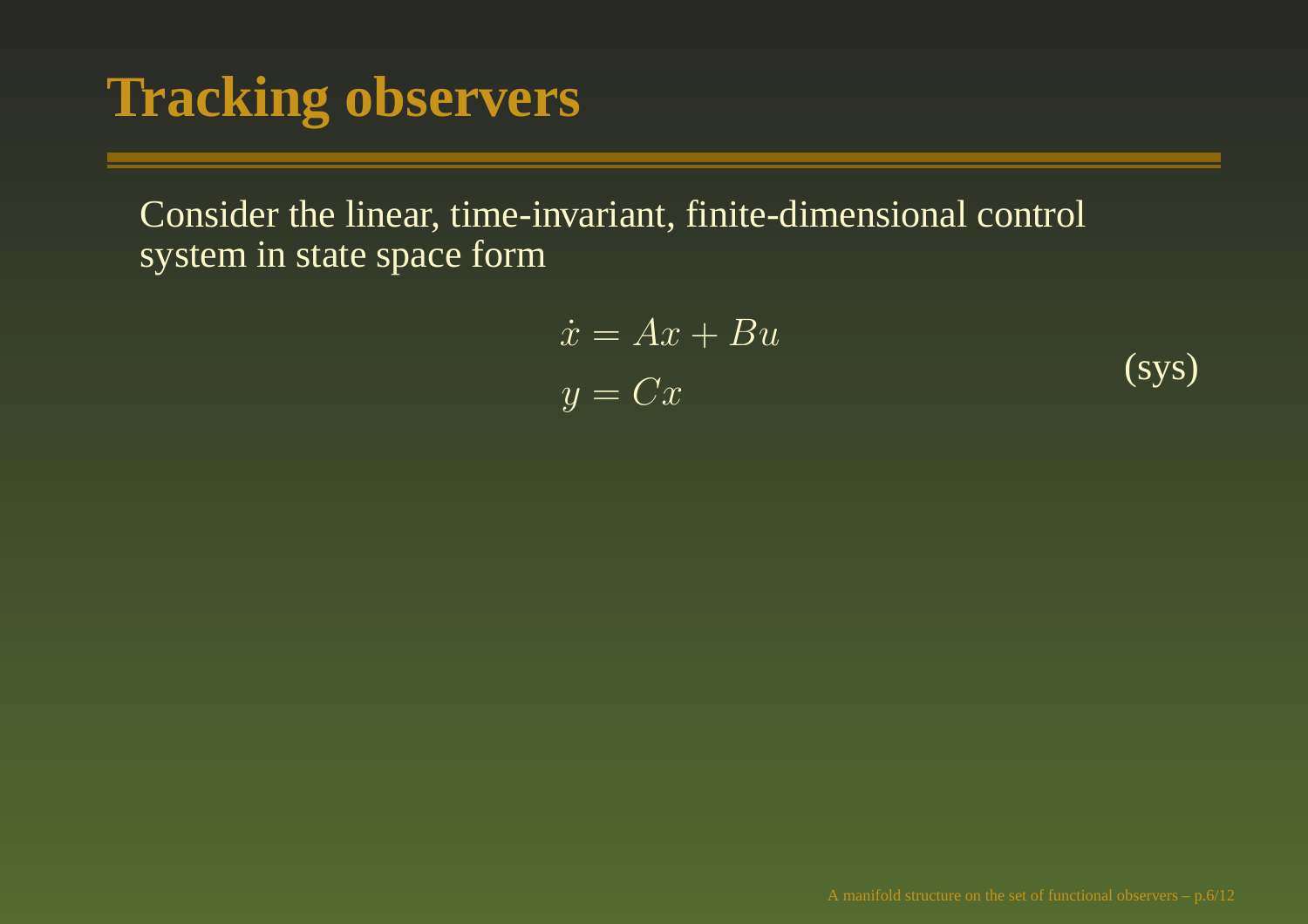# Tracking observers

Consider the linear, time-invariant, finite-dimensional control system in state space form

$$
\begin{aligned}
\dot{x} &= Ax + Bu \\
y &= Cx
\end{aligned}
\tag{sys}
$$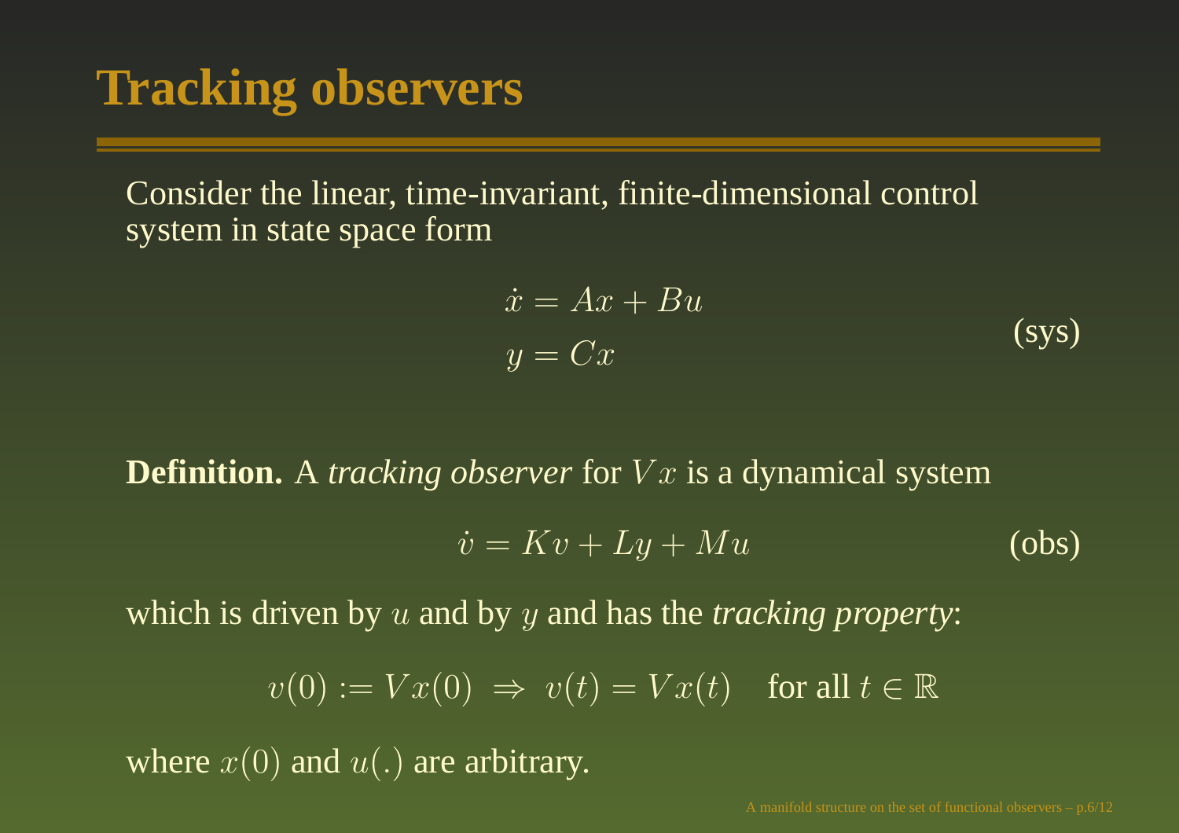# Tracking observers

Consider the linear, time-invariant, finite-dimensional control system in state space form

$$\begin{aligned} \dot{x} &= Ax + Bu \\ y &= Cx \end{aligned} \qquad \text{(sys)}$$

**Definition.** A *tracking observer* for $Vx$ is a dynamical system

$$\dot{v} = Kv + Ly + Mu \qquad \text{(obs)}$$

which is driven by $u$ and by $y$ and has the *tracking property*:

$$v(0) := Vx(0) \;\Rightarrow\; v(t) = Vx(t) \quad \text{for all } t \in \mathbb{R}$$

where $x(0)$ and $u(.)$ are arbitrary.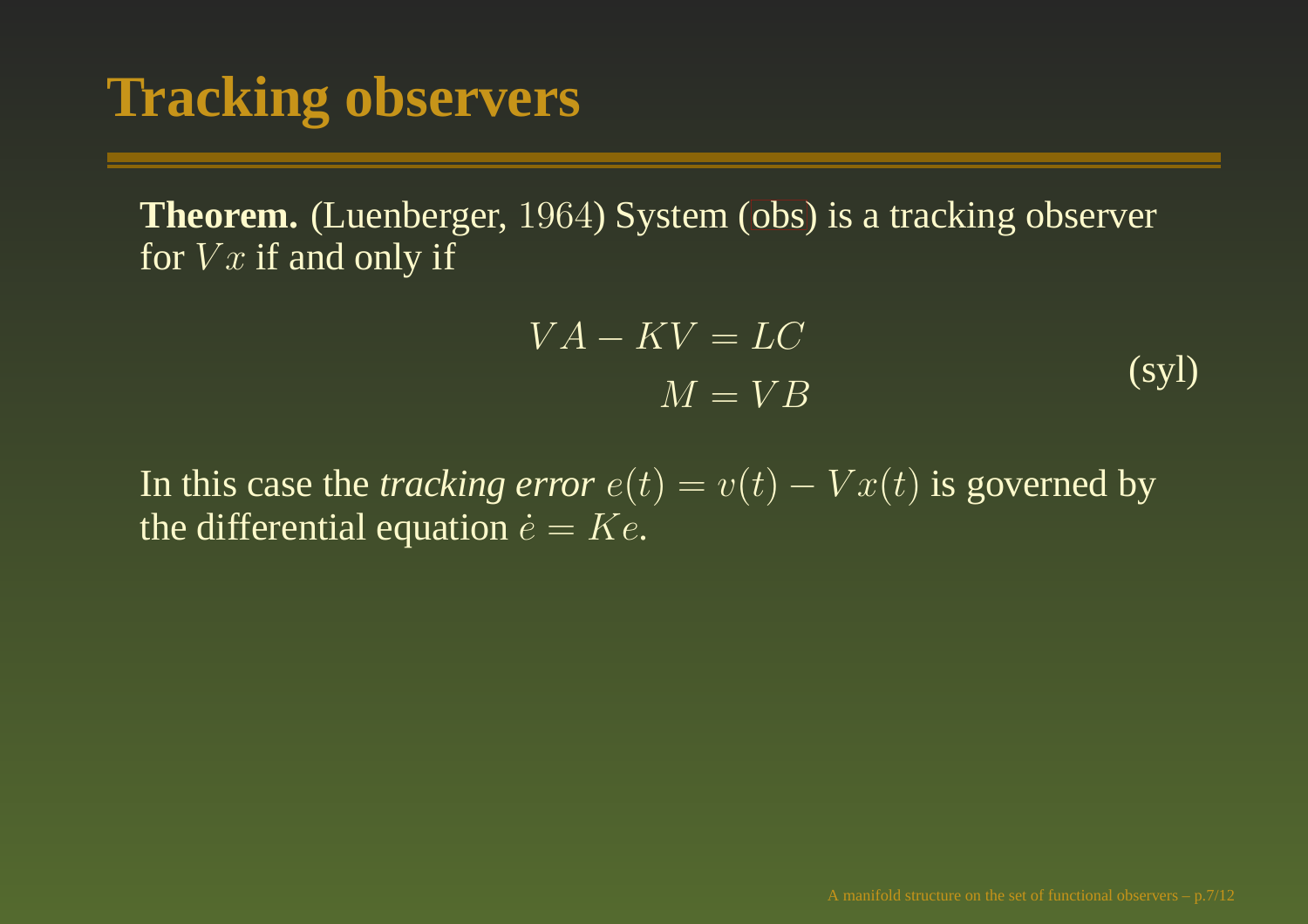# Tracking observers

**Theorem.** (Luenberger, 1964) System (obs) is a tracking observer for $Vx$ if and only if

$$\begin{aligned} VA - KV &= LC \\ M &= VB \end{aligned} \tag{syl}$$

In this case the *tracking error* $e(t) = v(t) - Vx(t)$ is governed by the differential equation $\dot{e} = Ke$.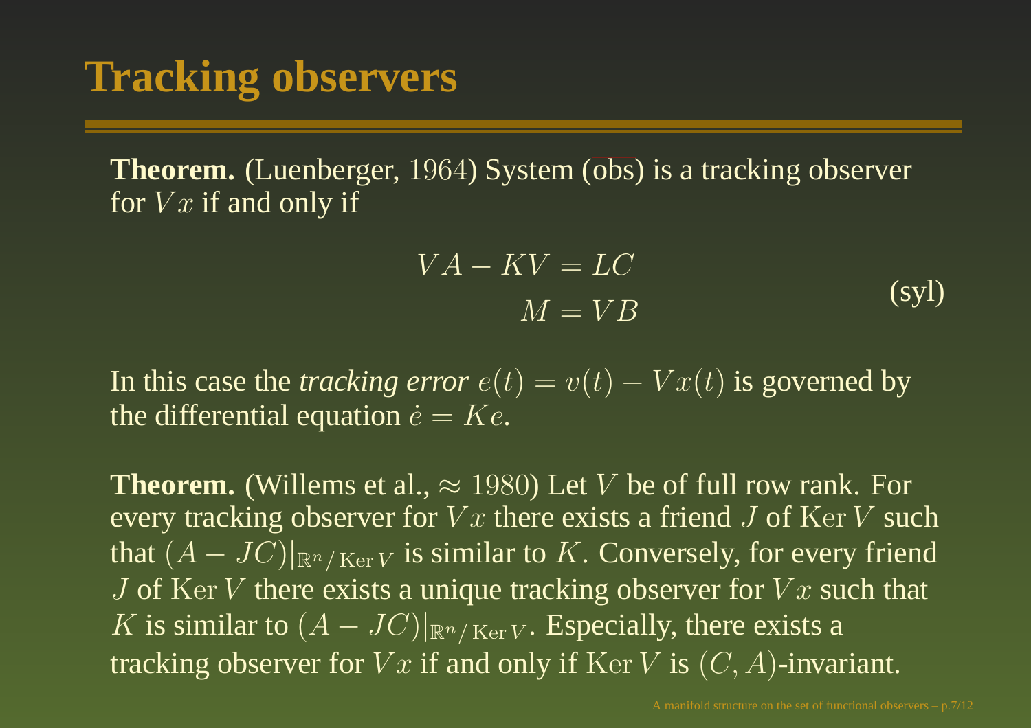# Tracking observers

**Theorem.** (Luenberger, $1964$) System (obs) is a tracking observer for $Vx$ if and only if

$$
\begin{aligned}
VA - KV &= LC \\
M &= VB
\end{aligned}
\tag{syl}
$$

In this case the *tracking error* $e(t) = v(t) - Vx(t)$ is governed by the differential equation $\dot{e} = Ke$.

**Theorem.** (Willems et al., $\approx 1980$) Let $V$ be of full row rank. For every tracking observer for $Vx$ there exists a friend $J$ of $\operatorname{Ker} V$ such that $(A - JC)|_{\mathbb{R}^n / \operatorname{Ker} V}$ is similar to $K$. Conversely, for every friend $J$ of $\operatorname{Ker} V$ there exists a unique tracking observer for $Vx$ such that $K$ is similar to $(A - JC)|_{\mathbb{R}^n / \operatorname{Ker} V}$. Especially, there exists a tracking observer for $Vx$ if and only if $\operatorname{Ker} V$ is $(C, A)$-invariant.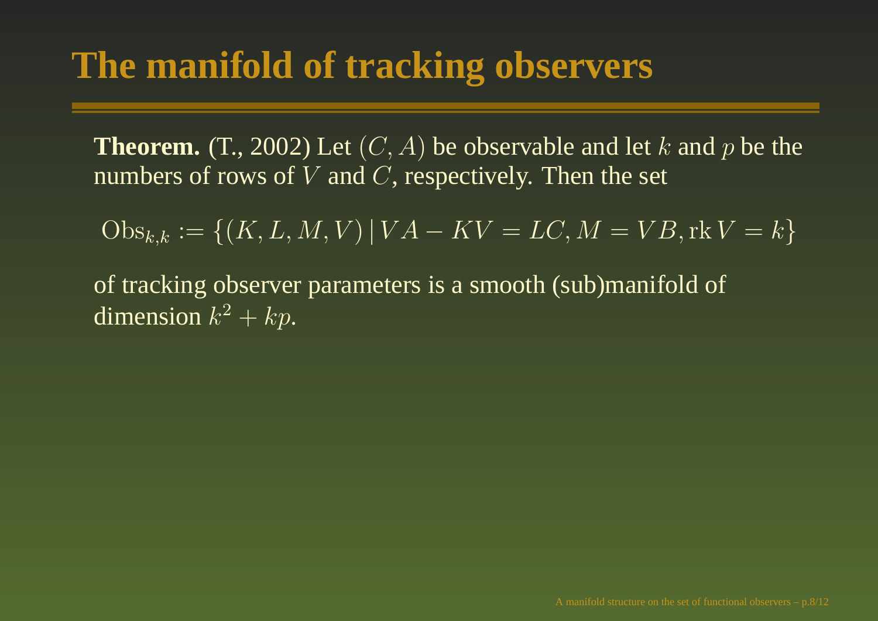# The manifold of tracking observers

**Theorem.** (T., 2002) Let $(C, A)$ be observable and let $k$ and $p$ be the numbers of rows of $V$ and $C$, respectively. Then the set

$$\mathrm{Obs}_{k,k} := \{(K, L, M, V) \,|\, VA - KV = LC, M = VB, \mathrm{rk}\, V = k\}$$

of tracking observer parameters is a smooth (sub)manifold of dimension $k^2 + kp$.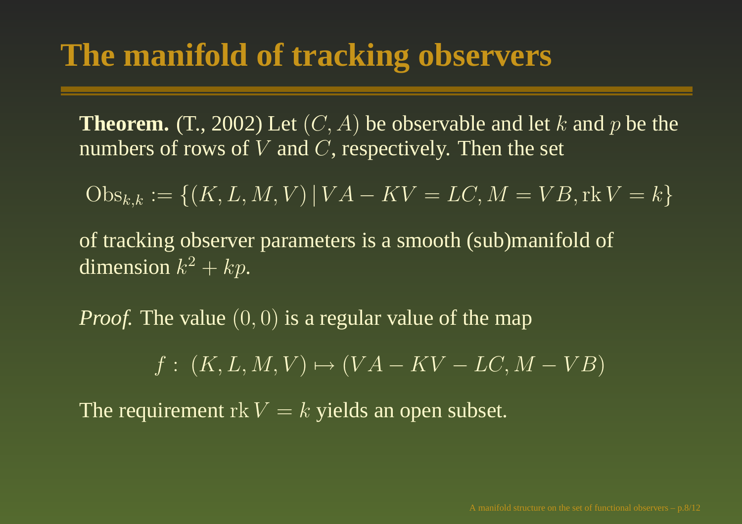# The manifold of tracking observers

**Theorem.** (T., 2002) Let $(C, A)$ be observable and let $k$ and $p$ be the numbers of rows of $V$ and $C$, respectively. Then the set

$$\mathrm{Obs}_{k,k} := \{(K, L, M, V) \,|\, VA - KV = LC, M = VB, \mathrm{rk}\, V = k\}$$

of tracking observer parameters is a smooth (sub)manifold of dimension $k^2 + kp$.

*Proof.* The value $(0, 0)$ is a regular value of the map

$$f:\ (K, L, M, V) \mapsto (VA - KV - LC, M - VB)$$

The requirement $\mathrm{rk}\, V = k$ yields an open subset.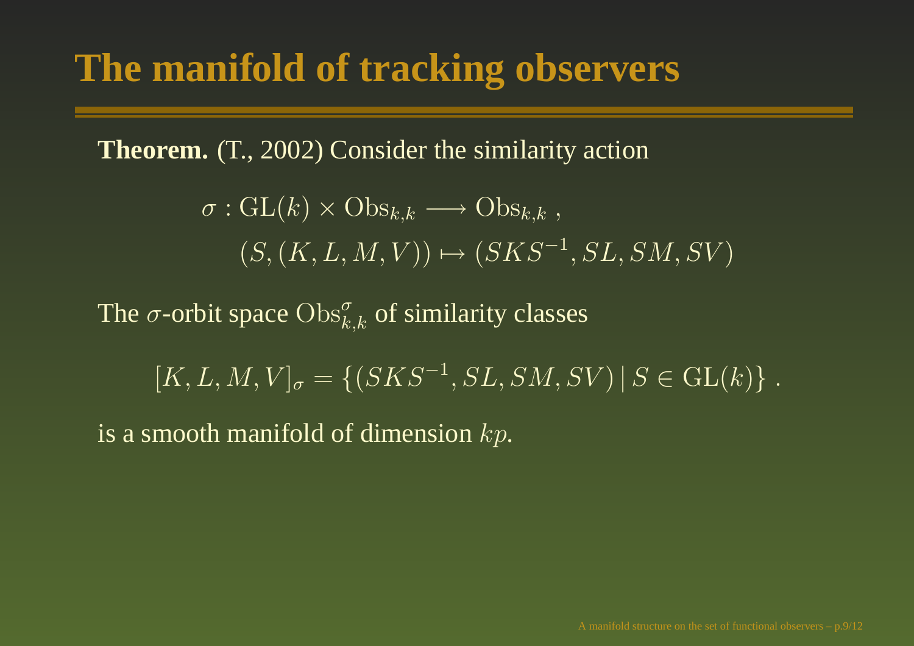# The manifold of tracking observers

**Theorem.** (T., 2002) Consider the similarity action

$$\sigma : \mathrm{GL}(k) \times \mathrm{Obs}_{k,k} \longrightarrow \mathrm{Obs}_{k,k} \ , \quad (S, (K, L, M, V)) \mapsto (SKS^{-1}, SL, SM, SV)$$

The $\sigma$-orbit space $\mathrm{Obs}^{\sigma}_{k,k}$ of similarity classes

$$[K, L, M, V]_{\sigma} = \{(SKS^{-1}, SL, SM, SV) \mid S \in \mathrm{GL}(k)\} \ .$$

is a smooth manifold of dimension $kp$.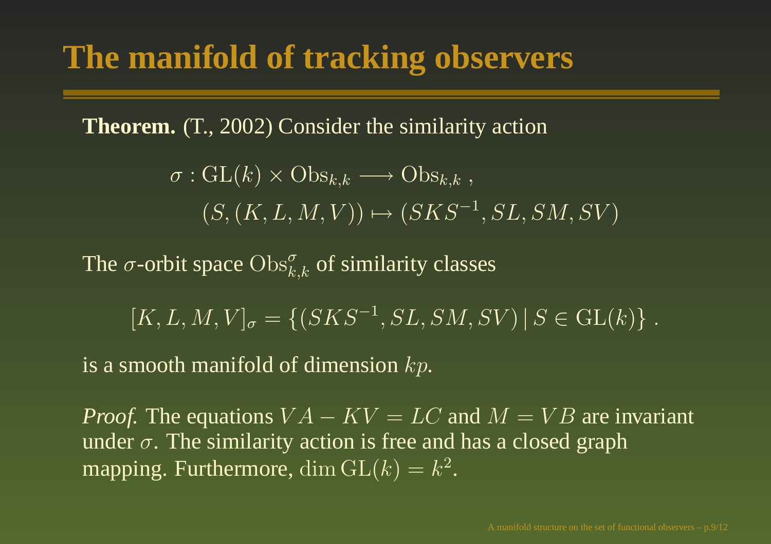# The manifold of tracking observers

**Theorem.** (T., 2002) Consider the similarity action

$$\sigma : \mathrm{GL}(k) \times \mathrm{Obs}_{k,k} \longrightarrow \mathrm{Obs}_{k,k} \,, \\ (S, (K, L, M, V)) \mapsto (SKS^{-1}, SL, SM, SV)$$

The $\sigma$-orbit space $\mathrm{Obs}_{k,k}^{\sigma}$ of similarity classes

$$[K, L, M, V]_\sigma = \{(SKS^{-1}, SL, SM, SV) \mid S \in \mathrm{GL}(k)\} \,.$$

is a smooth manifold of dimension $kp$.

*Proof.* The equations $VA - KV = LC$ and $M = VB$ are invariant under $\sigma$. The similarity action is free and has a closed graph mapping. Furthermore, $\dim \mathrm{GL}(k) = k^2$.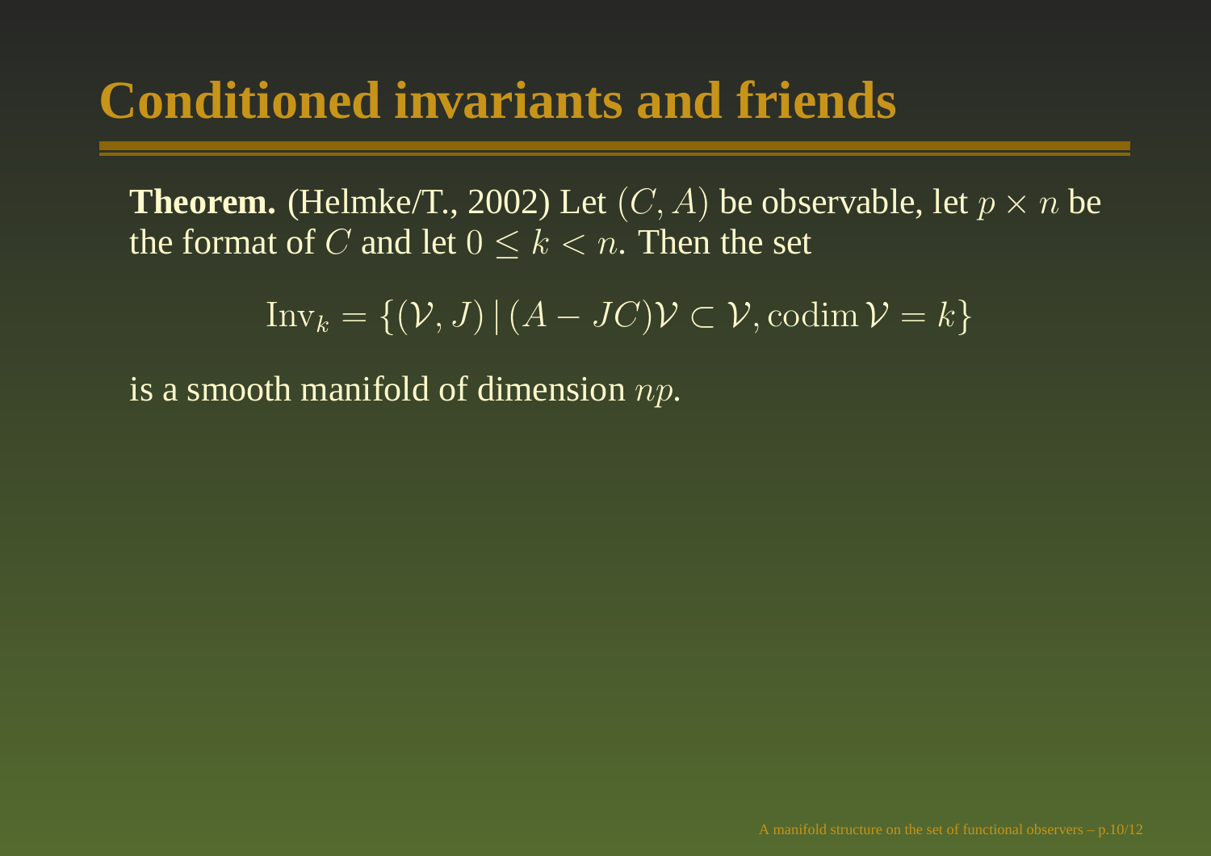# Conditioned invariants and friends

**Theorem.** (Helmke/T., 2002) Let $(C, A)$ be observable, let $p \times n$ be the format of $C$ and let $0 \leq k < n$. Then the set

$$\mathrm{Inv}_k = \{(\mathcal{V}, J) \,|\, (A - JC)\mathcal{V} \subset \mathcal{V}, \mathrm{codim}\,\mathcal{V} = k\}$$

is a smooth manifold of dimension $np$.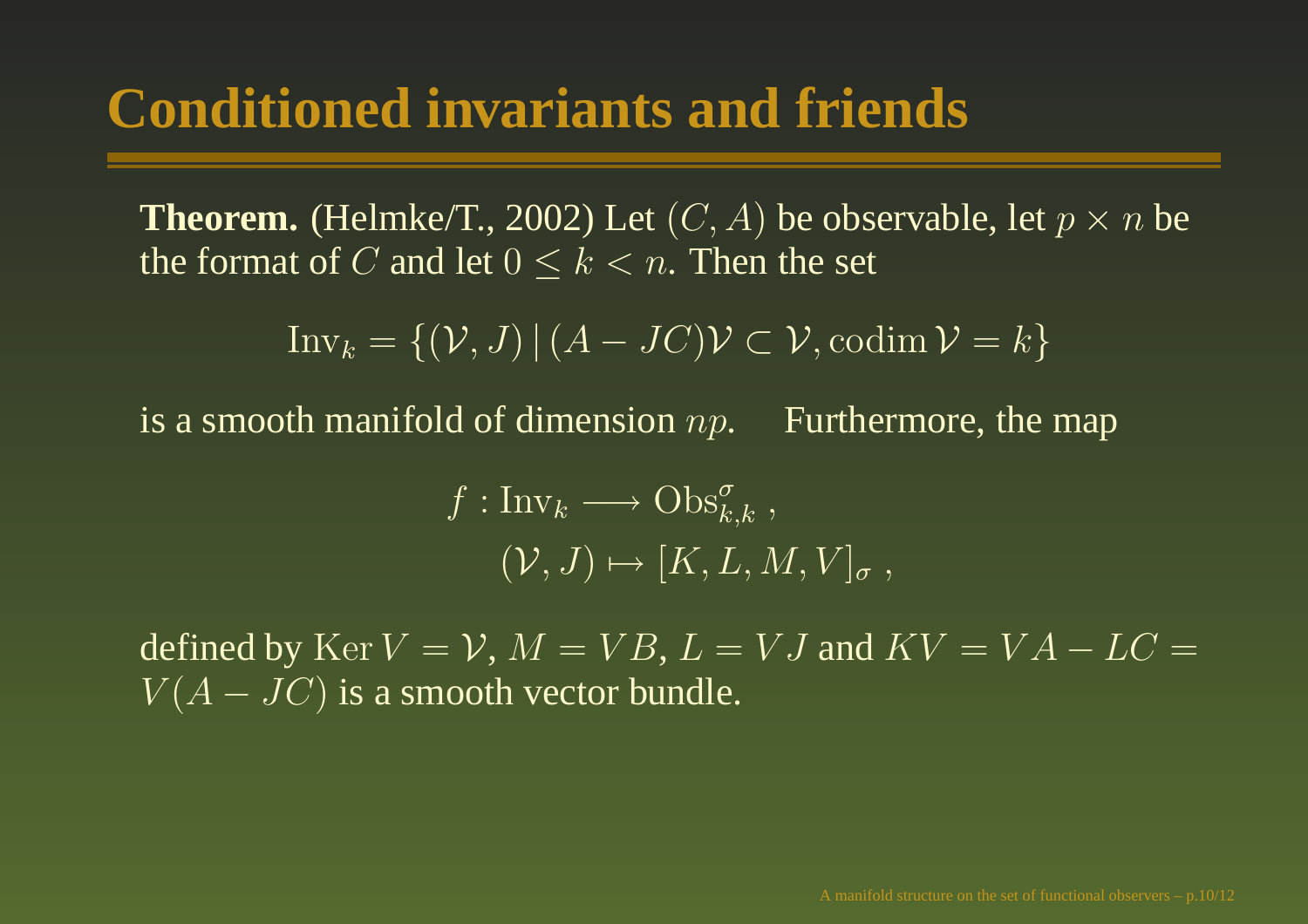# Conditioned invariants and friends

**Theorem.** (Helmke/T., 2002) Let $(C, A)$ be observable, let $p \times n$ be the format of $C$ and let $0 \leq k < n$. Then the set

$$\mathrm{Inv}_k = \{(\mathcal{V}, J) \,|\, (A - JC)\mathcal{V} \subset \mathcal{V}, \operatorname{codim} \mathcal{V} = k\}$$

is a smooth manifold of dimension $np$. Furthermore, the map

$$f : \mathrm{Inv}_k \longrightarrow \mathrm{Obs}^{\sigma}_{k,k} \, ,$$
$$(\mathcal{V}, J) \mapsto [K, L, M, V]_{\sigma} \, ,$$

defined by $\operatorname{Ker} V = \mathcal{V}$, $M = VB$, $L = VJ$ and $KV = VA - LC = V(A - JC)$ is a smooth vector bundle.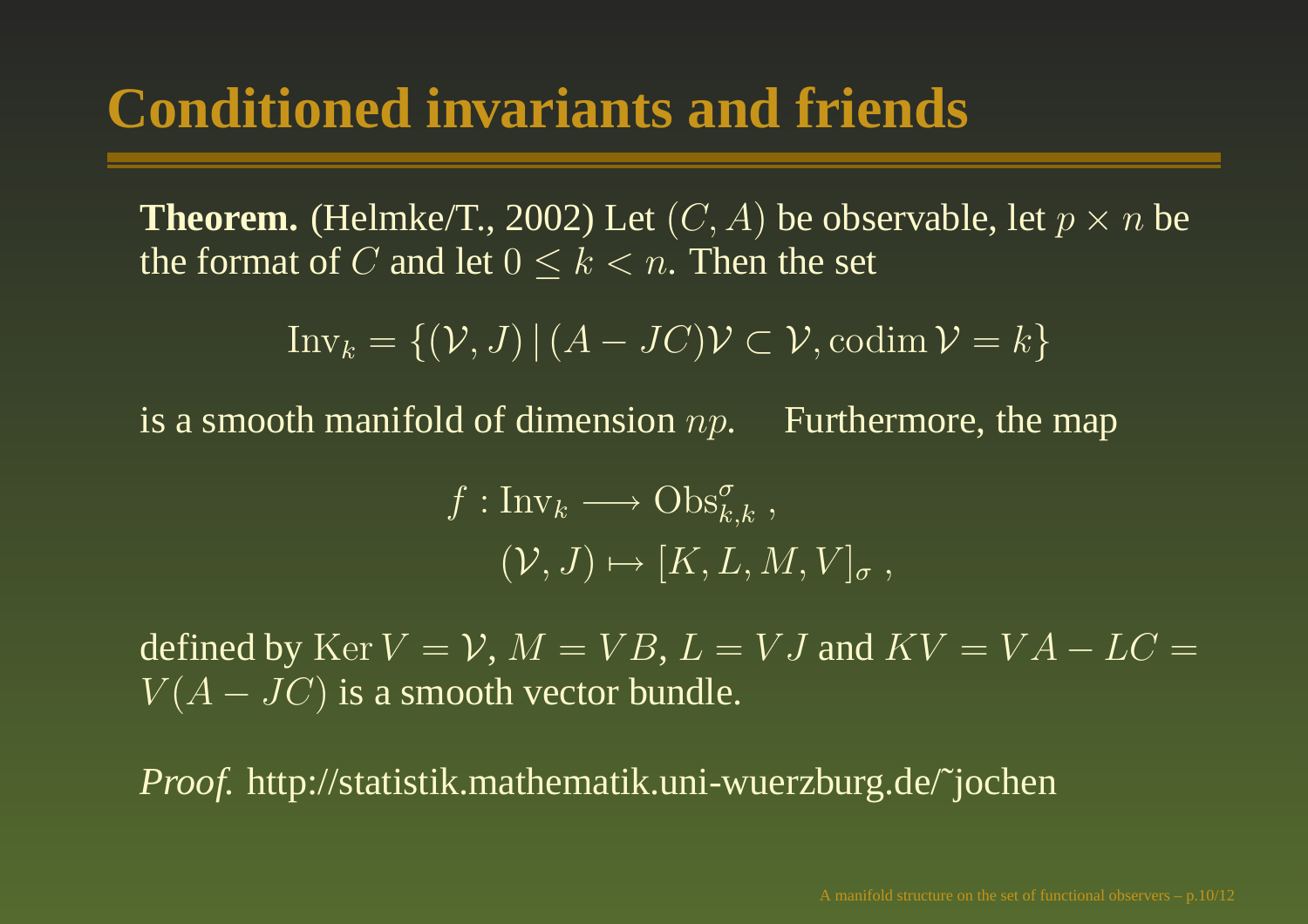# Conditioned invariants and friends

**Theorem.** (Helmke/T., 2002) Let $(C, A)$ be observable, let $p \times n$ be the format of $C$ and let $0 \leq k < n$. Then the set

$$\mathrm{Inv}_k = \{(\mathcal{V}, J) \,|\, (A - JC)\mathcal{V} \subset \mathcal{V}, \operatorname{codim} \mathcal{V} = k\}$$

is a smooth manifold of dimension $np$. Furthermore, the map

$$f : \mathrm{Inv}_k \longrightarrow \mathrm{Obs}^{\sigma}_{k,k} \,,$$
$$(\mathcal{V}, J) \mapsto [K, L, M, V]_{\sigma} \,,$$

defined by $\operatorname{Ker} V = \mathcal{V}$, $M = VB$, $L = VJ$ and $KV = VA - LC = V(A - JC)$ is a smooth vector bundle.

*Proof.* http://statistik.mathematik.uni-wuerzburg.de/~jochen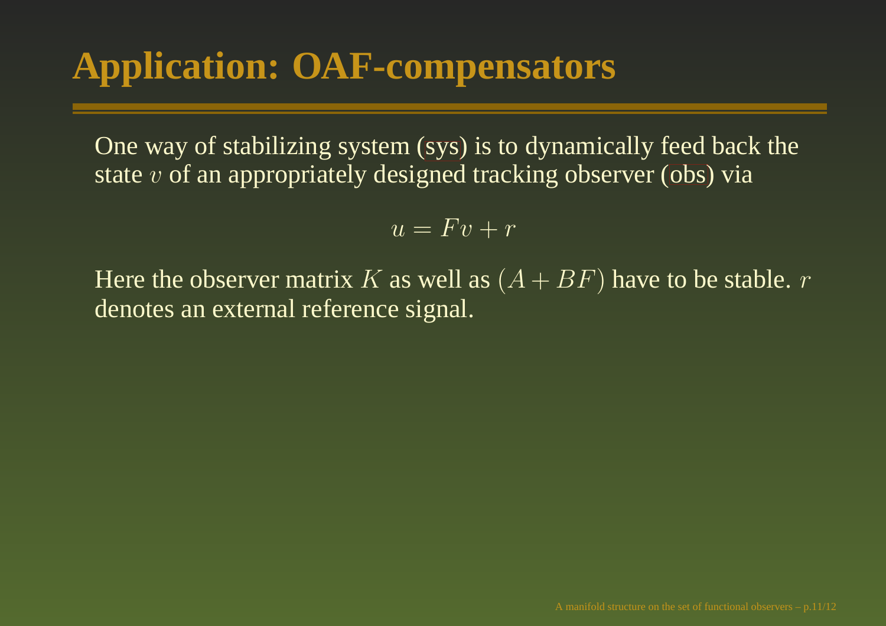# Application: OAF-compensators

One way of stabilizing system (sys) is to dynamically feed back the state $v$ of an appropriately designed tracking observer (obs) via

$$u = Fv + r$$

Here the observer matrix $K$ as well as $(A + BF)$ have to be stable. $r$ denotes an external reference signal.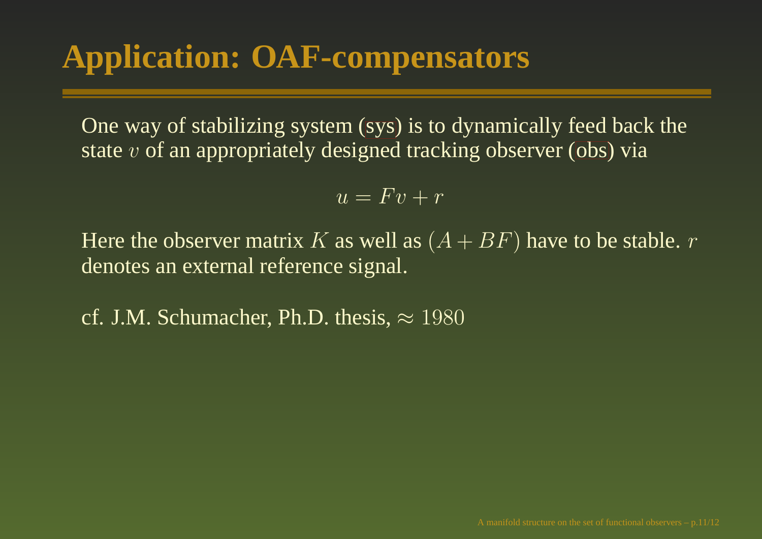# Application: OAF-compensators

One way of stabilizing system (sys) is to dynamically feed back the state $v$ of an appropriately designed tracking observer (obs) via

$$u = Fv + r$$

Here the observer matrix $K$ as well as $(A + BF)$ have to be stable. $r$ denotes an external reference signal.

cf. J.M. Schumacher, Ph.D. thesis, $\approx 1980$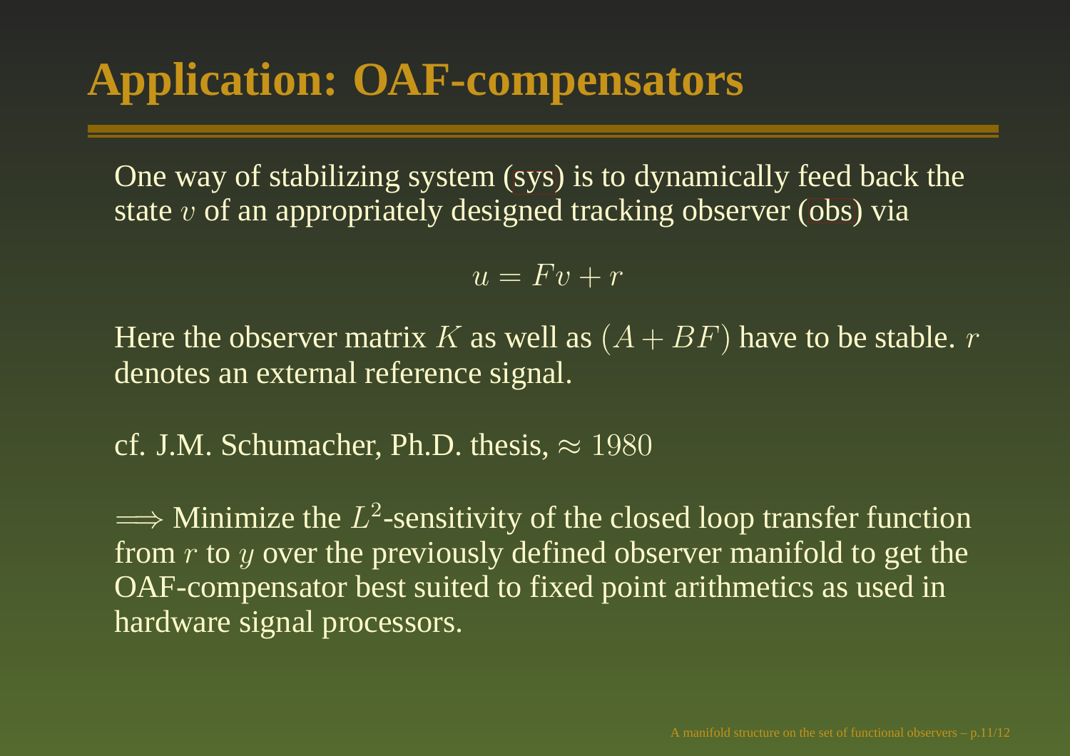# Application: OAF-compensators

One way of stabilizing system (sys) is to dynamically feed back the state $v$ of an appropriately designed tracking observer (obs) via

$$u = Fv + r$$

Here the observer matrix $K$ as well as $(A + BF)$ have to be stable. $r$ denotes an external reference signal.

cf. J.M. Schumacher, Ph.D. thesis, $\approx 1980$

$\Longrightarrow$ Minimize the $L^2$-sensitivity of the closed loop transfer function from $r$ to $y$ over the previously defined observer manifold to get the OAF-compensator best suited to fixed point arithmetics as used in hardware signal processors.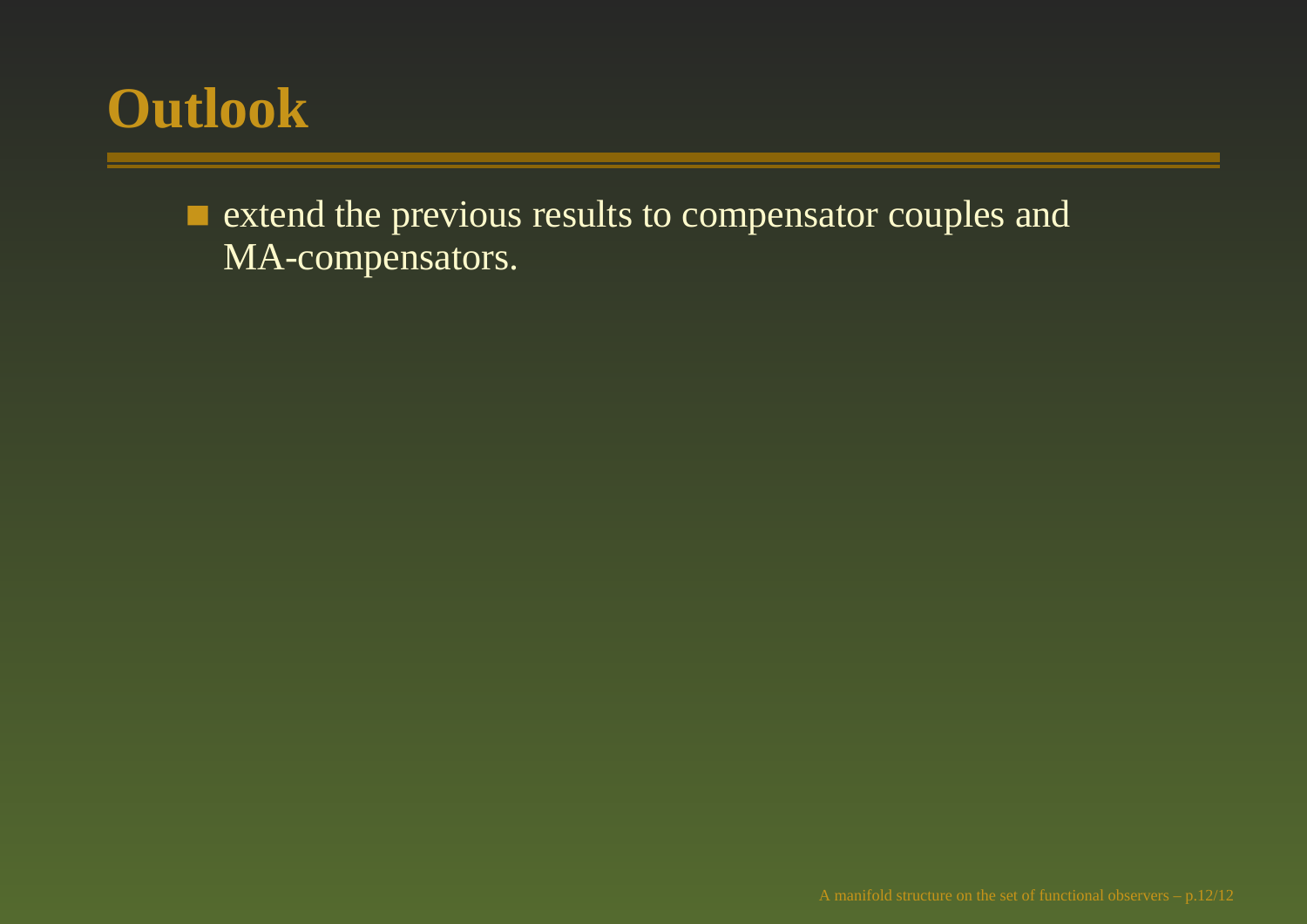# Outlook

- extend the previous results to compensator couples and MA-compensators.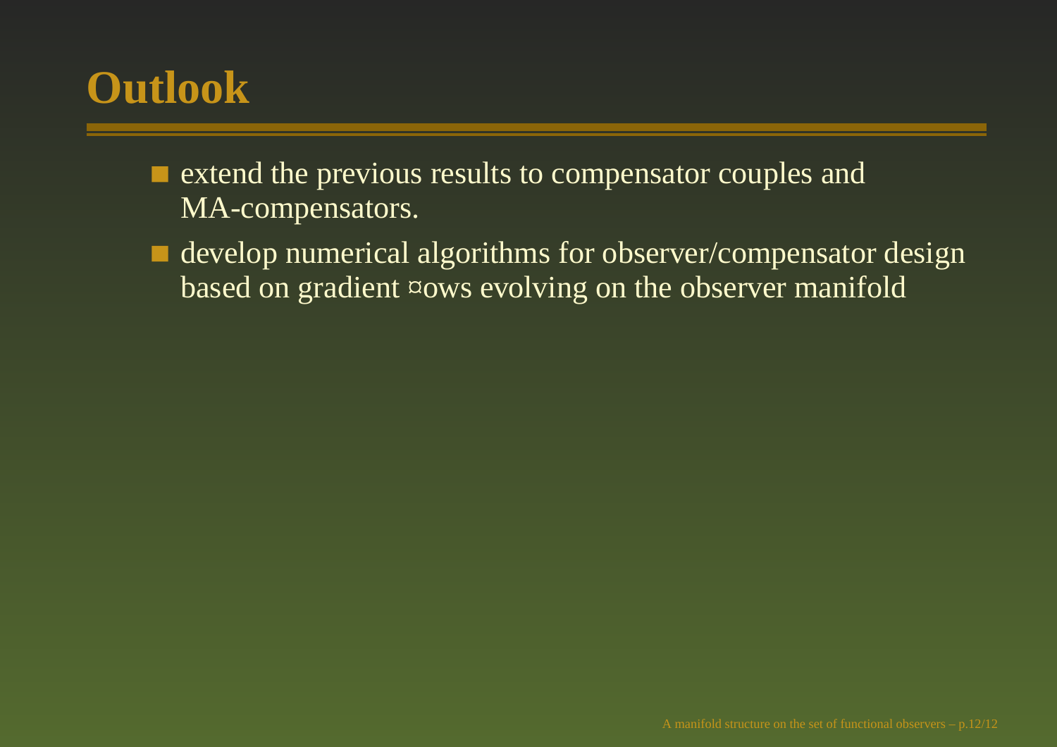# Outlook

- extend the previous results to compensator couples and MA-compensators.
- develop numerical algorithms for observer/compensator design based on gradient ¤ows evolving on the observer manifold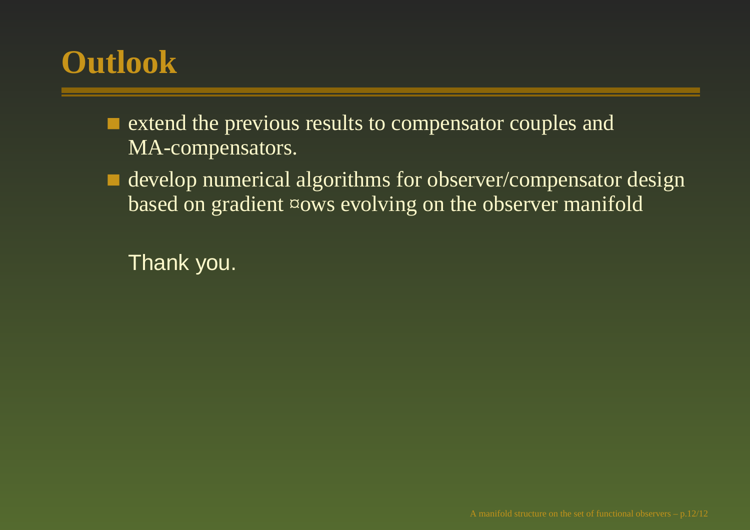# Outlook

- extend the previous results to compensator couples and MA-compensators.
- develop numerical algorithms for observer/compensator design based on gradient ¤ows evolving on the observer manifold

Thank you.